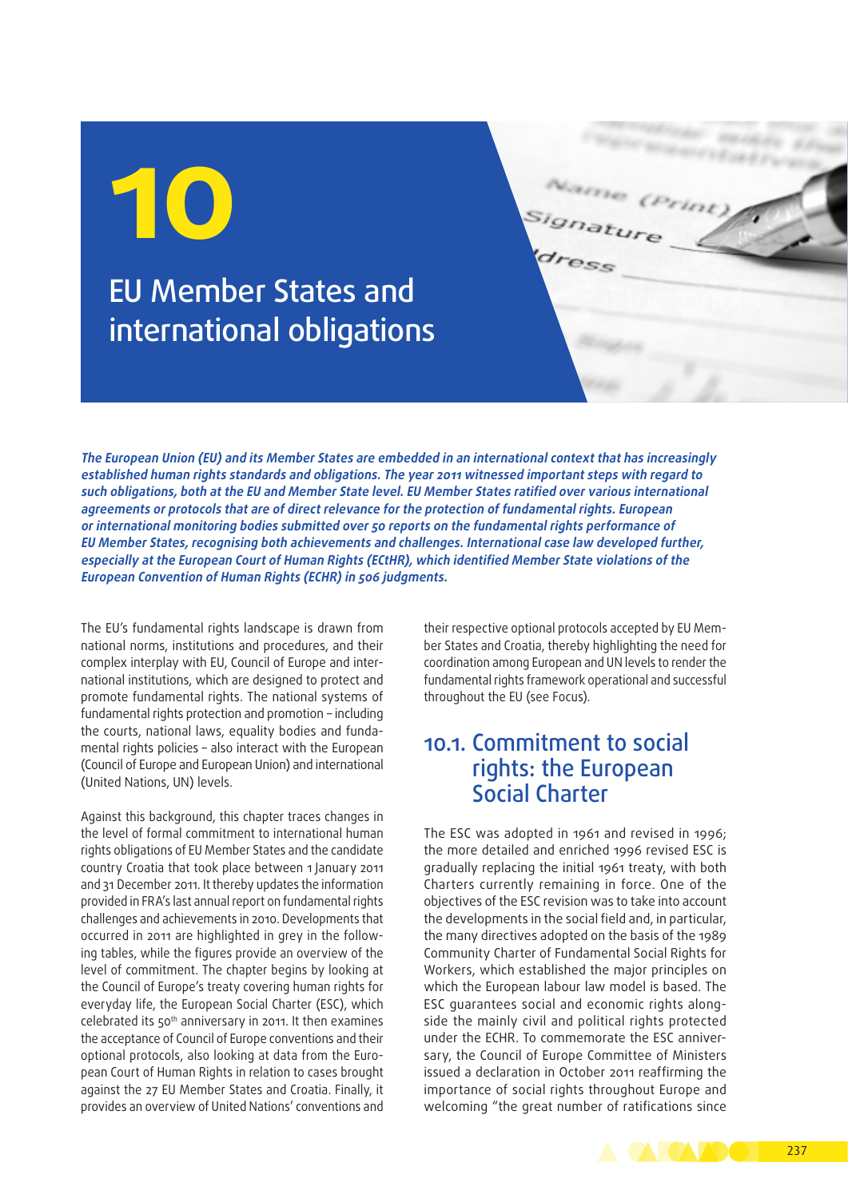# 10

# EU Member States and international obligations

***The European Union (EU) and its Member States are embedded in an international context that has increasingly established human rights standards and obligations. The year 2011 witnessed important steps with regard to such obligations, both at the EU and Member State level. EU Member States ratified over various international agreements or protocols that are of direct relevance for the protection of fundamental rights. European or international monitoring bodies submitted over 50 reports on the fundamental rights performance of EU Member States, recognising both achievements and challenges. International case law developed further, especially at the European Court of Human Rights (ECtHR), which identified Member State violations of the European Convention of Human Rights (ECHR) in 506 judgments.***

The EU's fundamental rights landscape is drawn from national norms, institutions and procedures, and their complex interplay with EU, Council of Europe and international institutions, which are designed to protect and promote fundamental rights. The national systems of fundamental rights protection and promotion – including the courts, national laws, equality bodies and fundamental rights policies – also interact with the European (Council of Europe and European Union) and international (United Nations, UN) levels.

Against this background, this chapter traces changes in the level of formal commitment to international human rights obligations of EU Member States and the candidate country Croatia that took place between 1 January 2011 and 31 December 2011. It thereby updates the information provided in FRA's last annual report on fundamental rights challenges and achievements in 2010. Developments that occurred in 2011 are highlighted in grey in the following tables, while the figures provide an overview of the level of commitment. The chapter begins by looking at the Council of Europe's treaty covering human rights for everyday life, the European Social Charter (ESC), which celebrated its 50th anniversary in 2011. It then examines the acceptance of Council of Europe conventions and their optional protocols, also looking at data from the European Court of Human Rights in relation to cases brought against the 27 EU Member States and Croatia. Finally, it provides an overview of United Nations' conventions and their respective optional protocols accepted by EU Member States and Croatia, thereby highlighting the need for coordination among European and UN levels to render the fundamental rights framework operational and successful throughout the EU (see Focus).

## 10.1. Commitment to social rights: the European Social Charter

The ESC was adopted in 1961 and revised in 1996; the more detailed and enriched 1996 revised ESC is gradually replacing the initial 1961 treaty, with both Charters currently remaining in force. One of the objectives of the ESC revision was to take into account the developments in the social field and, in particular, the many directives adopted on the basis of the 1989 Community Charter of Fundamental Social Rights for Workers, which established the major principles on which the European labour law model is based. The ESC guarantees social and economic rights alongside the mainly civil and political rights protected under the ECHR. To commemorate the ESC anniversary, the Council of Europe Committee of Ministers issued a declaration in October 2011 reaffirming the importance of social rights throughout Europe and welcoming "the great number of ratifications since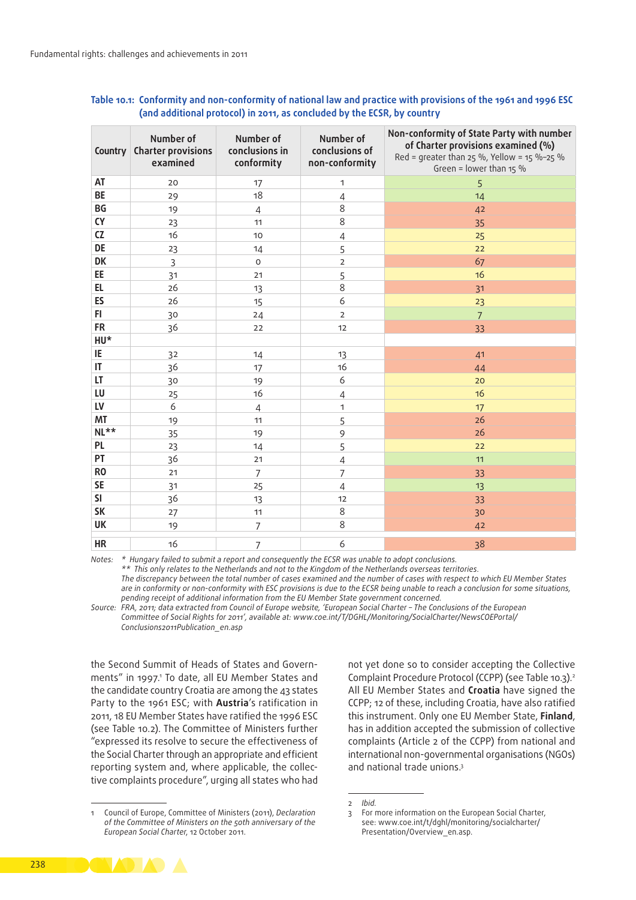**Table 10.1: Conformity and non-conformity of national law and practice with provisions of the 1961 and 1996 ESC (and additional protocol) in 2011, as concluded by the ECSR, by country**

| Country | Number of Charter provisions examined | Number of conclusions in conformity | Number of conclusions of non-conformity | Non-conformity of State Party with number of Charter provisions examined (%) Red = greater than 25 %, Yellow = 15 %–25 % Green = lower than 15 % |
|---|---|---|---|---|
| AT | 20 | 17 | 1 | 5 |
| BE | 29 | 18 | 4 | 14 |
| BG | 19 | 4 | 8 | 42 |
| CY | 23 | 11 | 8 | 35 |
| CZ | 16 | 10 | 4 | 25 |
| DE | 23 | 14 | 5 | 22 |
| DK | 3 | 0 | 2 | 67 |
| EE | 31 | 21 | 5 | 16 |
| EL | 26 | 13 | 8 | 31 |
| ES | 26 | 15 | 6 | 23 |
| FI | 30 | 24 | 2 | 7 |
| FR | 36 | 22 | 12 | 33 |
| HU* | | | | |
| IE | 32 | 14 | 13 | 41 |
| IT | 36 | 17 | 16 | 44 |
| LT | 30 | 19 | 6 | 20 |
| LU | 25 | 16 | 4 | 16 |
| LV | 6 | 4 | 1 | 17 |
| MT | 19 | 11 | 5 | 26 |
| NL** | 35 | 19 | 9 | 26 |
| PL | 23 | 14 | 5 | 22 |
| PT | 36 | 21 | 4 | 11 |
| RO | 21 | 7 | 7 | 33 |
| SE | 31 | 25 | 4 | 13 |
| SI | 36 | 13 | 12 | 33 |
| SK | 27 | 11 | 8 | 30 |
| UK | 19 | 7 | 8 | 42 |
| HR | 16 | 7 | 6 | 38 |

Notes: * Hungary failed to submit a report and consequently the ECSR was unable to adopt conclusions.
** This only relates to the Netherlands and not to the Kingdom of the Netherlands overseas territories.
The discrepancy between the total number of cases examined and the number of cases with respect to which EU Member States are in conformity or non-conformity with ESC provisions is due to the ECSR being unable to reach a conclusion for some situations, pending receipt of additional information from the EU Member State government concerned.

Source: FRA, 2011; data extracted from Council of Europe website, 'European Social Charter – The Conclusions of the European Committee of Social Rights for 2011', available at: www.coe.int/T/DGHL/Monitoring/SocialCharter/NewsCOEPortal/Conclusions2011Publication_en.asp

the Second Summit of Heads of States and Governments" in 1997.[1] To date, all EU Member States and the candidate country Croatia are among the 43 states Party to the 1961 ESC; with **Austria**'s ratification in 2011, 18 EU Member States have ratified the 1996 ESC (see Table 10.2). The Committee of Ministers further "expressed its resolve to secure the effectiveness of the Social Charter through an appropriate and efficient reporting system and, where applicable, the collective complaints procedure", urging all states who had not yet done so to consider accepting the Collective Complaint Procedure Protocol (CCPP) (see Table 10.3).[2] All EU Member States and **Croatia** have signed the CCPP; 12 of these, including Croatia, have also ratified this instrument. Only one EU Member State, **Finland**, has in addition accepted the submission of collective complaints (Article 2 of the CCPP) from national and international non-governmental organisations (NGOs) and national trade unions.[3]

1 Council of Europe, Committee of Ministers (2011), *Declaration of the Committee of Ministers on the 50th anniversary of the European Social Charter*, 12 October 2011.

2 *Ibid.*

3 For more information on the European Social Charter, see: www.coe.int/t/dghl/monitoring/socialcharter/Presentation/Overview_en.asp.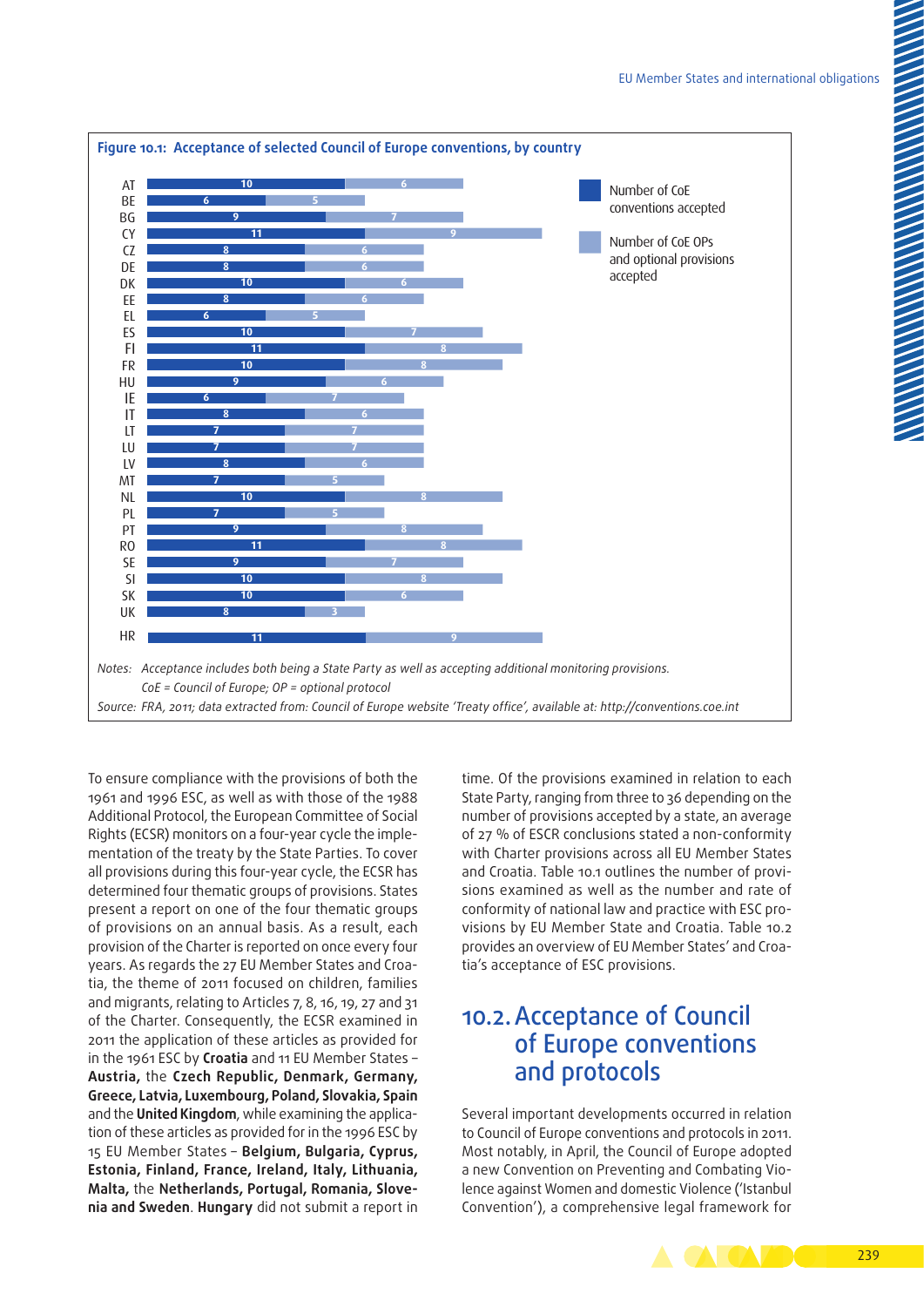**Figure 10.1: Acceptance of selected Council of Europe conventions, by country**

| Country | Number of CoE conventions accepted | Number of CoE OPs and optional provisions accepted |
|---|---|---|
| AT | 10 | 6 |
| BE | 6 | 5 |
| BG | 9 | 7 |
| CY | 11 | 9 |
| CZ | 8 | 6 |
| DE | 8 | 6 |
| DK | 10 | 6 |
| EE | 8 | 6 |
| EL | 6 | 5 |
| ES | 10 | 7 |
| FI | 11 | 8 |
| FR | 10 | 8 |
| HU | 9 | 6 |
| IE | 6 | 7 |
| IT | 8 | 6 |
| LT | 7 | 7 |
| LU | 7 | 7 |
| LV | 8 | 6 |
| MT | 7 | 5 |
| NL | 10 | 8 |
| PL | 7 | 5 |
| PT | 9 | 8 |
| RO | 11 | 8 |
| SE | 9 | 7 |
| SI | 10 | 8 |
| SK | 10 | 6 |
| UK | 8 | 3 |
| HR | 11 | 9 |

Notes: *Acceptance includes both being a State Party as well as accepting additional monitoring provisions.*
*CoE = Council of Europe; OP = optional protocol*

Source: *FRA, 2011; data extracted from: Council of Europe website 'Treaty office', available at: http://conventions.coe.int*

To ensure compliance with the provisions of both the 1961 and 1996 ESC, as well as with those of the 1988 Additional Protocol, the European Committee of Social Rights (ECSR) monitors on a four-year cycle the implementation of the treaty by the State Parties. To cover all provisions during this four-year cycle, the ECSR has determined four thematic groups of provisions. States present a report on one of the four thematic groups of provisions on an annual basis. As a result, each provision of the Charter is reported on once every four years. As regards the 27 EU Member States and Croatia, the theme of 2011 focused on children, families and migrants, relating to Articles 7, 8, 16, 19, 27 and 31 of the Charter. Consequently, the ECSR examined in 2011 the application of these articles as provided for in the 1961 ESC by **Croatia** and 11 EU Member States – **Austria,** the **Czech Republic, Denmark, Germany, Greece, Latvia, Luxembourg, Poland, Slovakia, Spain** and the **United Kingdom**, while examining the application of these articles as provided for in the 1996 ESC by 15 EU Member States – **Belgium, Bulgaria, Cyprus, Estonia, Finland, France, Ireland, Italy, Lithuania, Malta,** the **Netherlands, Portugal, Romania, Slovenia and Sweden**. **Hungary** did not submit a report in time. Of the provisions examined in relation to each State Party, ranging from three to 36 depending on the number of provisions accepted by a state, an average of 27 % of ESCR conclusions stated a non-conformity with Charter provisions across all EU Member States and Croatia. Table 10.1 outlines the number of provisions examined as well as the number and rate of conformity of national law and practice with ESC provisions by EU Member State and Croatia. Table 10.2 provides an overview of EU Member States' and Croatia's acceptance of ESC provisions.

## 10.2. Acceptance of Council of Europe conventions and protocols

Several important developments occurred in relation to Council of Europe conventions and protocols in 2011. Most notably, in April, the Council of Europe adopted a new Convention on Preventing and Combating Violence against Women and domestic Violence ('Istanbul Convention'), a comprehensive legal framework for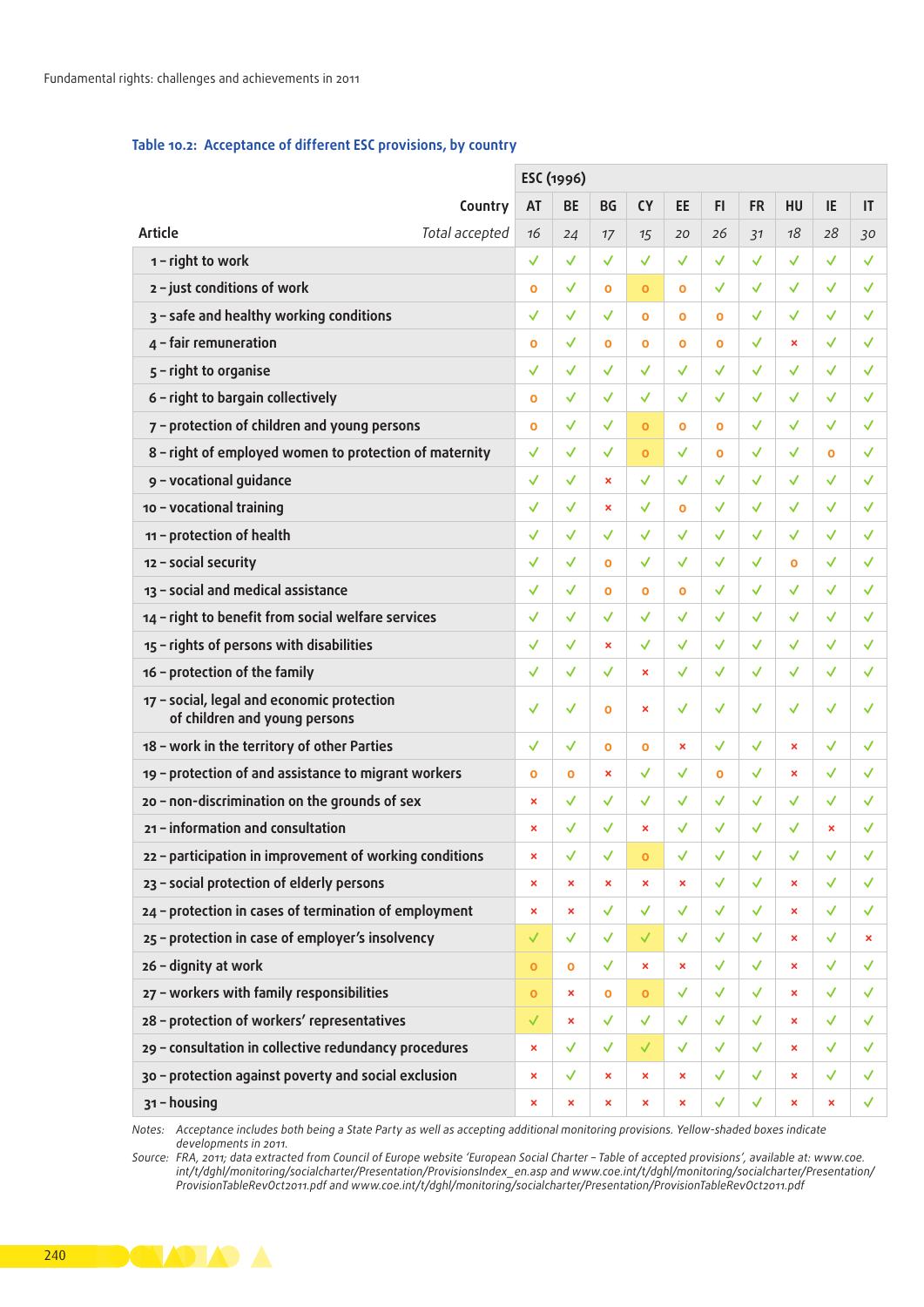**Table 10.2: Acceptance of different ESC provisions, by country**

| | ESC (1996) | | | | | | | | | |
|---|---|---|---|---|---|---|---|---|---|---|
| Country | AT | BE | BG | CY | EE | FI | FR | HU | IE | IT |
| Article / *Total accepted* | *16* | *24* | *17* | *15* | *20* | *26* | *31* | *18* | *28* | *30* |
| 1 – right to work | ✓ | ✓ | ✓ | ✓ | ✓ | ✓ | ✓ | ✓ | ✓ | ✓ |
| 2 – just conditions of work | o | ✓ | o | o | o | ✓ | ✓ | ✓ | ✓ | ✓ |
| 3 – safe and healthy working conditions | ✓ | ✓ | ✓ | o | o | o | ✓ | ✓ | ✓ | ✓ |
| 4 – fair remuneration | o | ✓ | o | o | o | o | ✓ | × | ✓ | ✓ |
| 5 – right to organise | ✓ | ✓ | ✓ | ✓ | ✓ | ✓ | ✓ | ✓ | ✓ | ✓ |
| 6 – right to bargain collectively | o | ✓ | ✓ | ✓ | ✓ | ✓ | ✓ | ✓ | ✓ | ✓ |
| 7 – protection of children and young persons | o | ✓ | ✓ | o | o | o | ✓ | ✓ | ✓ | ✓ |
| 8 – right of employed women to protection of maternity | ✓ | ✓ | ✓ | o | ✓ | o | ✓ | ✓ | o | ✓ |
| 9 – vocational guidance | ✓ | ✓ | × | ✓ | ✓ | ✓ | ✓ | ✓ | ✓ | ✓ |
| 10 – vocational training | ✓ | ✓ | × | ✓ | o | ✓ | ✓ | ✓ | ✓ | ✓ |
| 11 – protection of health | ✓ | ✓ | ✓ | ✓ | ✓ | ✓ | ✓ | ✓ | ✓ | ✓ |
| 12 – social security | ✓ | ✓ | o | ✓ | ✓ | ✓ | ✓ | o | ✓ | ✓ |
| 13 – social and medical assistance | ✓ | ✓ | o | o | o | ✓ | ✓ | ✓ | ✓ | ✓ |
| 14 – right to benefit from social welfare services | ✓ | ✓ | ✓ | ✓ | ✓ | ✓ | ✓ | ✓ | ✓ | ✓ |
| 15 – rights of persons with disabilities | ✓ | ✓ | × | ✓ | ✓ | ✓ | ✓ | ✓ | ✓ | ✓ |
| 16 – protection of the family | ✓ | ✓ | ✓ | × | ✓ | ✓ | ✓ | ✓ | ✓ | ✓ |
| 17 – social, legal and economic protection of children and young persons | ✓ | ✓ | o | × | ✓ | ✓ | ✓ | ✓ | ✓ | ✓ |
| 18 – work in the territory of other Parties | ✓ | ✓ | o | o | × | ✓ | ✓ | × | ✓ | ✓ |
| 19 – protection of and assistance to migrant workers | o | o | × | ✓ | ✓ | o | ✓ | × | ✓ | ✓ |
| 20 – non-discrimination on the grounds of sex | × | ✓ | ✓ | ✓ | ✓ | ✓ | ✓ | ✓ | ✓ | ✓ |
| 21 – information and consultation | × | ✓ | ✓ | × | ✓ | ✓ | ✓ | ✓ | × | ✓ |
| 22 – participation in improvement of working conditions | × | ✓ | ✓ | o | ✓ | ✓ | ✓ | ✓ | ✓ | ✓ |
| 23 – social protection of elderly persons | × | × | × | × | × | ✓ | ✓ | × | ✓ | ✓ |
| 24 – protection in cases of termination of employment | × | × | ✓ | ✓ | ✓ | ✓ | ✓ | × | ✓ | ✓ |
| 25 – protection in case of employer's insolvency | ✓ | ✓ | ✓ | ✓ | ✓ | ✓ | ✓ | × | ✓ | × |
| 26 – dignity at work | o | o | ✓ | × | × | ✓ | ✓ | × | ✓ | ✓ |
| 27 – workers with family responsibilities | o | × | o | o | ✓ | ✓ | ✓ | × | ✓ | ✓ |
| 28 – protection of workers' representatives | ✓ | × | ✓ | ✓ | ✓ | ✓ | ✓ | × | ✓ | ✓ |
| 29 – consultation in collective redundancy procedures | × | ✓ | ✓ | ✓ | ✓ | ✓ | ✓ | × | ✓ | ✓ |
| 30 – protection against poverty and social exclusion | × | ✓ | × | × | × | ✓ | ✓ | × | ✓ | ✓ |
| 31 – housing | × | × | × | × | × | ✓ | ✓ | × | × | ✓ |

Notes: *Acceptance includes both being a State Party as well as accepting additional monitoring provisions. Yellow-shaded boxes indicate developments in 2011.*

Source: *FRA, 2011; data extracted from Council of Europe website 'European Social Charter – Table of accepted provisions', available at: www.coe.int/t/dghl/monitoring/socialcharter/Presentation/ProvisionsIndex_en.asp and www.coe.int/t/dghl/monitoring/socialcharter/Presentation/ProvisionTableRevOct2011.pdf and www.coe.int/t/dghl/monitoring/socialcharter/Presentation/ProvisionTableRevOct2011.pdf*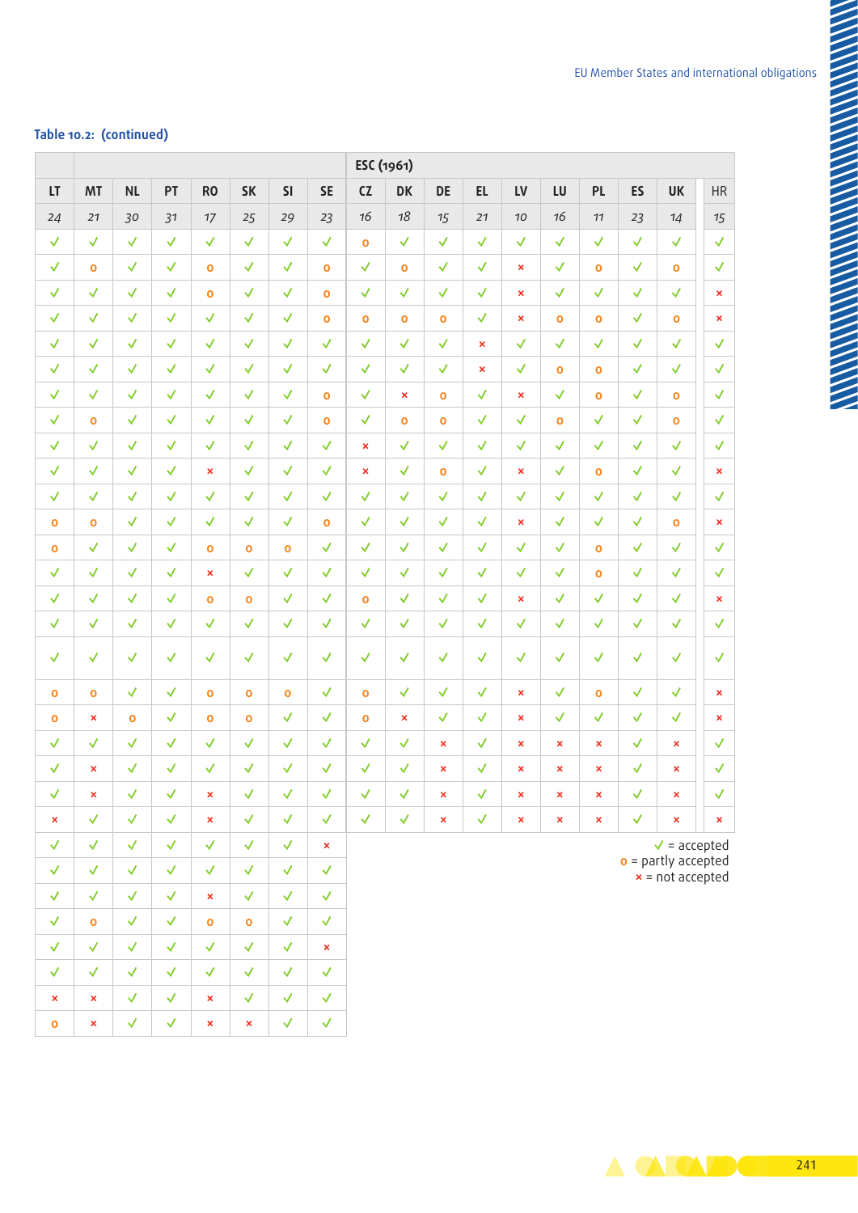**Table 10.2: (continued)**

| | | | | | | | | ESC (1961) | | | | | | | | | |
|---|---|---|---|---|---|---|---|---|---|---|---|---|---|---|---|---|---|
| LT | MT | NL | PT | RO | SK | SI | SE | CZ | DK | DE | EL | LV | LU | PL | ES | UK | HR |
| *24* | *21* | *30* | *31* | *17* | *25* | *29* | *23* | *16* | *18* | *15* | *21* | *10* | *16* | *11* | *23* | *14* | *15* |
| ✓ | ✓ | ✓ | ✓ | ✓ | ✓ | ✓ | ✓ | o | ✓ | ✓ | ✓ | ✓ | ✓ | ✓ | ✓ | ✓ | ✓ |
| ✓ | o | ✓ | ✓ | o | ✓ | ✓ | o | ✓ | o | ✓ | ✓ | × | ✓ | o | ✓ | o | ✓ |
| ✓ | ✓ | ✓ | ✓ | o | ✓ | ✓ | o | ✓ | ✓ | ✓ | ✓ | × | ✓ | ✓ | ✓ | ✓ | × |
| ✓ | ✓ | ✓ | ✓ | ✓ | ✓ | ✓ | o | o | o | o | ✓ | × | o | o | ✓ | o | × |
| ✓ | ✓ | ✓ | ✓ | ✓ | ✓ | ✓ | ✓ | ✓ | ✓ | ✓ | × | ✓ | ✓ | ✓ | ✓ | ✓ | ✓ |
| ✓ | ✓ | ✓ | ✓ | ✓ | ✓ | ✓ | ✓ | ✓ | ✓ | ✓ | × | ✓ | o | o | ✓ | ✓ | ✓ |
| ✓ | ✓ | ✓ | ✓ | ✓ | ✓ | ✓ | o | ✓ | × | o | ✓ | × | ✓ | o | ✓ | o | ✓ |
| ✓ | o | ✓ | ✓ | ✓ | ✓ | ✓ | o | ✓ | o | o | ✓ | ✓ | o | ✓ | ✓ | o | ✓ |
| ✓ | ✓ | ✓ | ✓ | ✓ | ✓ | ✓ | ✓ | × | ✓ | ✓ | ✓ | ✓ | ✓ | ✓ | ✓ | ✓ | ✓ |
| ✓ | ✓ | ✓ | ✓ | × | ✓ | ✓ | ✓ | × | ✓ | o | ✓ | × | ✓ | o | ✓ | ✓ | × |
| ✓ | ✓ | ✓ | ✓ | ✓ | ✓ | ✓ | ✓ | ✓ | ✓ | ✓ | ✓ | ✓ | ✓ | ✓ | ✓ | ✓ | ✓ |
| o | o | ✓ | ✓ | ✓ | ✓ | ✓ | o | ✓ | ✓ | ✓ | ✓ | × | ✓ | ✓ | ✓ | o | × |
| o | ✓ | ✓ | ✓ | o | o | o | ✓ | ✓ | ✓ | ✓ | ✓ | ✓ | ✓ | o | ✓ | ✓ | ✓ |
| ✓ | ✓ | ✓ | ✓ | × | ✓ | ✓ | ✓ | ✓ | ✓ | ✓ | ✓ | ✓ | ✓ | o | ✓ | ✓ | ✓ |
| ✓ | ✓ | ✓ | ✓ | o | o | ✓ | ✓ | o | ✓ | ✓ | ✓ | × | ✓ | ✓ | ✓ | ✓ | × |
| ✓ | ✓ | ✓ | ✓ | ✓ | ✓ | ✓ | ✓ | ✓ | ✓ | ✓ | ✓ | ✓ | ✓ | ✓ | ✓ | ✓ | ✓ |
| ✓ | ✓ | ✓ | ✓ | ✓ | ✓ | ✓ | ✓ | ✓ | ✓ | ✓ | ✓ | ✓ | ✓ | ✓ | ✓ | ✓ | ✓ |
| o | o | ✓ | ✓ | o | o | o | ✓ | o | ✓ | ✓ | ✓ | × | ✓ | o | ✓ | ✓ | × |
| o | × | o | ✓ | o | o | ✓ | ✓ | o | × | ✓ | ✓ | × | ✓ | ✓ | ✓ | ✓ | × |
| ✓ | ✓ | ✓ | ✓ | ✓ | ✓ | ✓ | ✓ | ✓ | ✓ | × | ✓ | × | × | × | ✓ | × | ✓ |
| ✓ | × | ✓ | ✓ | ✓ | ✓ | ✓ | ✓ | ✓ | ✓ | × | ✓ | × | × | × | ✓ | × | ✓ |
| ✓ | × | ✓ | ✓ | × | ✓ | ✓ | ✓ | ✓ | ✓ | × | ✓ | × | × | × | ✓ | × | ✓ |
| × | ✓ | ✓ | ✓ | × | ✓ | ✓ | ✓ | ✓ | ✓ | × | ✓ | × | × | × | ✓ | × | × |
| ✓ | ✓ | ✓ | ✓ | ✓ | ✓ | ✓ | × | | | | | | | | | | |
| ✓ | ✓ | ✓ | ✓ | ✓ | ✓ | ✓ | ✓ | | | | | | | | | | |
| ✓ | ✓ | ✓ | ✓ | × | ✓ | ✓ | ✓ | | | | | | | | | | |
| ✓ | o | ✓ | ✓ | o | o | ✓ | ✓ | | | | | | | | | | |
| ✓ | ✓ | ✓ | ✓ | ✓ | ✓ | ✓ | × | | | | | | | | | | |
| ✓ | ✓ | ✓ | ✓ | ✓ | ✓ | ✓ | ✓ | | | | | | | | | | |
| × | × | ✓ | ✓ | × | ✓ | ✓ | ✓ | | | | | | | | | | |
| o | × | ✓ | ✓ | × | × | ✓ | ✓ | | | | | | | | | | |

✓ = accepted
o = partly accepted
× = not accepted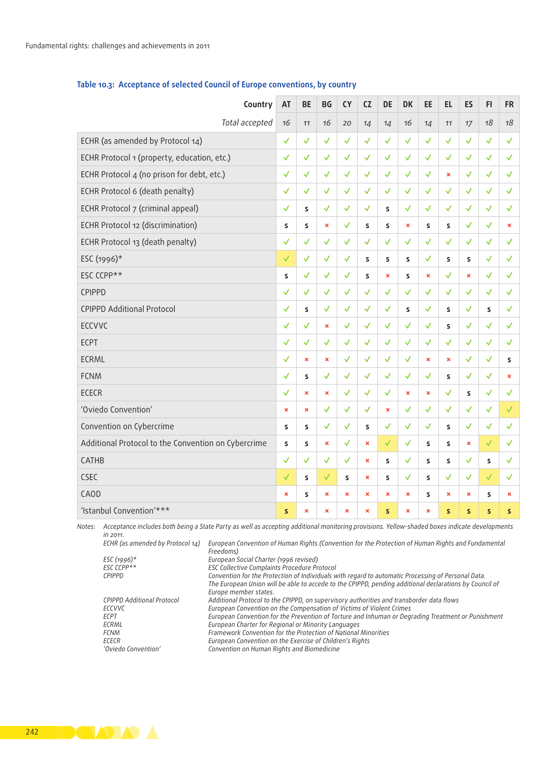**Table 10.3: Acceptance of selected Council of Europe conventions, by country**

| Country | AT | BE | BG | CY | CZ | DE | DK | EE | EL | ES | FI | FR |
|---|---|---|---|---|---|---|---|---|---|---|---|---|
| *Total accepted* | *16* | *11* | *16* | *20* | *14* | *14* | *16* | *14* | *11* | *17* | *18* | *18* |
| ECHR (as amended by Protocol 14) | ✓ | ✓ | ✓ | ✓ | ✓ | ✓ | ✓ | ✓ | ✓ | ✓ | ✓ | ✓ |
| ECHR Protocol 1 (property, education, etc.) | ✓ | ✓ | ✓ | ✓ | ✓ | ✓ | ✓ | ✓ | ✓ | ✓ | ✓ | ✓ |
| ECHR Protocol 4 (no prison for debt, etc.) | ✓ | ✓ | ✓ | ✓ | ✓ | ✓ | ✓ | ✓ | × | ✓ | ✓ | ✓ |
| ECHR Protocol 6 (death penalty) | ✓ | ✓ | ✓ | ✓ | ✓ | ✓ | ✓ | ✓ | ✓ | ✓ | ✓ | ✓ |
| ECHR Protocol 7 (criminal appeal) | ✓ | s | ✓ | ✓ | ✓ | s | ✓ | ✓ | ✓ | ✓ | ✓ | ✓ |
| ECHR Protocol 12 (discrimination) | s | s | × | ✓ | s | s | × | s | s | ✓ | ✓ | × |
| ECHR Protocol 13 (death penalty) | ✓ | ✓ | ✓ | ✓ | ✓ | ✓ | ✓ | ✓ | ✓ | ✓ | ✓ | ✓ |
| ESC (1996)* | ✓ | ✓ | ✓ | ✓ | s | s | s | ✓ | s | s | ✓ | ✓ |
| ESC CCPP** | s | ✓ | ✓ | ✓ | s | × | s | × | ✓ | × | ✓ | ✓ |
| CPIPPD | ✓ | ✓ | ✓ | ✓ | ✓ | ✓ | ✓ | ✓ | ✓ | ✓ | ✓ | ✓ |
| CPIPPD Additional Protocol | ✓ | s | ✓ | ✓ | ✓ | ✓ | s | ✓ | s | ✓ | s | ✓ |
| ECCVVC | ✓ | ✓ | × | ✓ | ✓ | ✓ | ✓ | ✓ | s | ✓ | ✓ | ✓ |
| ECPT | ✓ | ✓ | ✓ | ✓ | ✓ | ✓ | ✓ | ✓ | ✓ | ✓ | ✓ | ✓ |
| ECRML | ✓ | × | × | ✓ | ✓ | ✓ | ✓ | × | × | ✓ | ✓ | s |
| FCNM | ✓ | s | ✓ | ✓ | ✓ | ✓ | ✓ | ✓ | s | ✓ | ✓ | × |
| ECECR | ✓ | × | × | ✓ | ✓ | ✓ | × | × | ✓ | s | ✓ | ✓ |
| 'Oviedo Convention' | × | × | ✓ | ✓ | ✓ | × | ✓ | ✓ | ✓ | ✓ | ✓ | ✓ |
| Convention on Cybercrime | s | s | ✓ | ✓ | s | ✓ | ✓ | ✓ | s | ✓ | ✓ | ✓ |
| Additional Protocol to the Convention on Cybercrime | s | s | × | ✓ | × | ✓ | ✓ | s | s | × | ✓ | ✓ |
| CATHB | ✓ | ✓ | ✓ | ✓ | × | s | ✓ | s | s | ✓ | s | ✓ |
| CSEC | ✓ | s | ✓ | s | × | s | ✓ | s | ✓ | ✓ | ✓ | ✓ |
| CAOD | × | s | × | × | × | × | × | s | × | × | s | × |
| 'Istanbul Convention'*** | s | × | × | × | × | s | × | × | s | s | s | s |

Notes: *Acceptance includes both being a State Party as well as accepting additional monitoring provisions. Yellow-shaded boxes indicate developments in 2011.*

*ECHR (as amended by Protocol 14)* — *European Convention of Human Rights (Convention for the Protection of Human Rights and Fundamental Freedoms)*
*ESC (1996)** — *European Social Charter (1996 revised)*
*ESC CCPP*** — *ESC Collective Complaints Procedure Protocol*
*CPIPPD* — *Convention for the Protection of Individuals with regard to automatic Processing of Personal Data. The European Union will be able to accede to the CPIPPD, pending additional declarations by Council of Europe member states.*
*CPIPPD Additional Protocol* — *Additional Protocol to the CPIPPD, on supervisory authorities and transborder data flows*
*ECCVVC* — *European Convention on the Compensation of Victims of Violent Crimes*
*ECPT* — *European Convention for the Prevention of Torture and Inhuman or Degrading Treatment or Punishment*
*ECRML* — *European Charter for Regional or Minority Languages*
*FCNM* — *Framework Convention for the Protection of National Minorities*
*ECECR* — *European Convention on the Exercise of Children's Rights*
*'Oviedo Convention'* — *Convention on Human Rights and Biomedicine*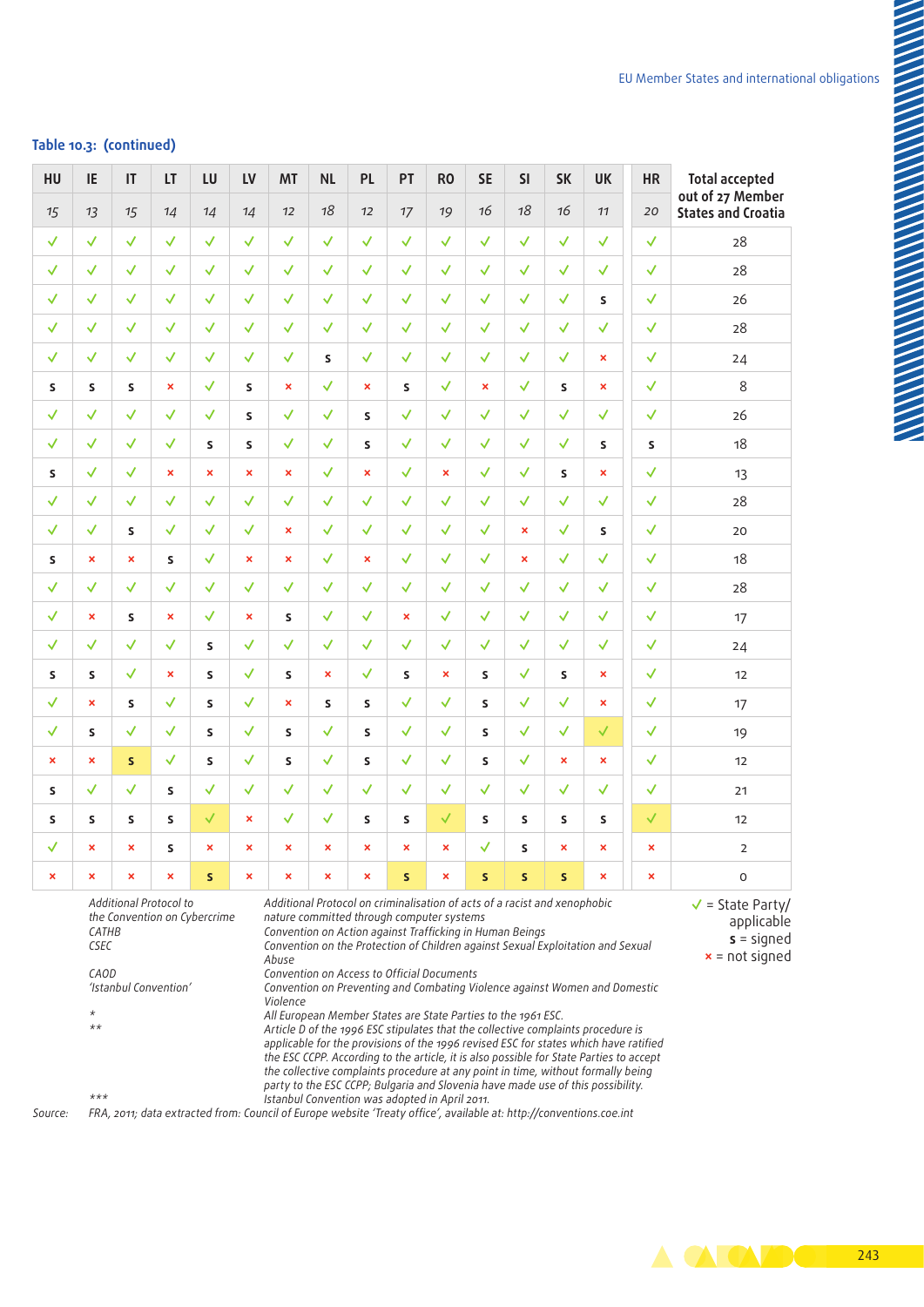Table 10.3: (continued)

| HU | IE | IT | LT | LU | LV | MT | NL | PL | PT | RO | SE | SI | SK | UK | HR | Total accepted out of 27 Member States and Croatia |
|---|---|---|---|---|---|---|---|---|---|---|---|---|---|---|---|---|
| 15 | 13 | 15 | 14 | 14 | 14 | 12 | 18 | 12 | 17 | 19 | 16 | 18 | 16 | 11 | 20 | |
| ✓ | ✓ | ✓ | ✓ | ✓ | ✓ | ✓ | ✓ | ✓ | ✓ | ✓ | ✓ | ✓ | ✓ | ✓ | ✓ | 28 |
| ✓ | ✓ | ✓ | ✓ | ✓ | ✓ | ✓ | ✓ | ✓ | ✓ | ✓ | ✓ | ✓ | ✓ | ✓ | ✓ | 28 |
| ✓ | ✓ | ✓ | ✓ | ✓ | ✓ | ✓ | ✓ | ✓ | ✓ | ✓ | ✓ | ✓ | ✓ | s | ✓ | 26 |
| ✓ | ✓ | ✓ | ✓ | ✓ | ✓ | ✓ | ✓ | ✓ | ✓ | ✓ | ✓ | ✓ | ✓ | ✓ | ✓ | 28 |
| ✓ | ✓ | ✓ | ✓ | ✓ | ✓ | ✓ | s | ✓ | ✓ | ✓ | ✓ | ✓ | ✓ | × | ✓ | 24 |
| s | s | s | × | ✓ | s | × | ✓ | × | s | ✓ | × | ✓ | s | × | ✓ | 8 |
| ✓ | ✓ | ✓ | ✓ | ✓ | s | ✓ | ✓ | s | ✓ | ✓ | ✓ | ✓ | ✓ | ✓ | ✓ | 26 |
| ✓ | ✓ | ✓ | ✓ | s | s | ✓ | ✓ | s | ✓ | ✓ | ✓ | ✓ | ✓ | s | s | 18 |
| s | ✓ | ✓ | × | × | × | × | ✓ | × | ✓ | × | ✓ | ✓ | s | × | ✓ | 13 |
| ✓ | ✓ | ✓ | ✓ | ✓ | ✓ | ✓ | ✓ | ✓ | ✓ | ✓ | ✓ | ✓ | ✓ | ✓ | ✓ | 28 |
| ✓ | ✓ | s | ✓ | ✓ | ✓ | × | ✓ | ✓ | ✓ | ✓ | ✓ | × | ✓ | s | ✓ | 20 |
| s | × | × | s | ✓ | × | × | ✓ | × | ✓ | ✓ | ✓ | × | ✓ | ✓ | ✓ | 18 |
| ✓ | ✓ | ✓ | ✓ | ✓ | ✓ | ✓ | ✓ | ✓ | ✓ | ✓ | ✓ | ✓ | ✓ | ✓ | ✓ | 28 |
| ✓ | × | s | × | ✓ | × | s | ✓ | ✓ | × | ✓ | ✓ | ✓ | ✓ | ✓ | ✓ | 17 |
| ✓ | ✓ | ✓ | ✓ | s | ✓ | ✓ | ✓ | ✓ | ✓ | ✓ | ✓ | ✓ | ✓ | ✓ | ✓ | 24 |
| s | s | ✓ | × | s | ✓ | s | × | ✓ | s | × | s | ✓ | s | × | ✓ | 12 |
| ✓ | × | s | ✓ | s | ✓ | × | s | s | ✓ | ✓ | s | ✓ | ✓ | × | ✓ | 17 |
| ✓ | s | ✓ | ✓ | s | ✓ | s | ✓ | s | ✓ | ✓ | s | ✓ | ✓ | ✓ | ✓ | 19 |
| × | × | s | ✓ | s | ✓ | s | ✓ | s | ✓ | ✓ | s | ✓ | × | × | ✓ | 12 |
| s | ✓ | ✓ | s | ✓ | ✓ | ✓ | ✓ | ✓ | ✓ | ✓ | ✓ | ✓ | ✓ | ✓ | ✓ | 21 |
| s | s | s | s | ✓ | × | ✓ | ✓ | s | s | ✓ | s | s | s | s | ✓ | 12 |
| ✓ | × | × | s | × | × | × | × | × | × | × | ✓ | s | × | × | × | 2 |
| × | × | × | × | s | × | × | × | × | s | × | s | s | s | × | × | 0 |

| | |
|---|---|
| *Additional Protocol to the Convention on Cybercrime* | *Additional Protocol on criminalisation of acts of a racist and xenophobic nature committed through computer systems* |
| *CATHB* | *Convention on Action against Trafficking in Human Beings* |
| *CSEC* | *Convention on the Protection of Children against Sexual Exploitation and Sexual Abuse* |
| *CAOD* | *Convention on Access to Official Documents* |
| *'Istanbul Convention'* | *Convention on Preventing and Combating Violence against Women and Domestic Violence* |
| * | *All European Member States are State Parties to the 1961 ESC.* |
| ** | *Article D of the 1996 ESC stipulates that the collective complaints procedure is applicable for the provisions of the 1996 revised ESC for states which have ratified the ESC CCPP. According to the article, it is also possible for State Parties to accept the collective complaints procedure at any point in time, without formally being party to the ESC CCPP; Bulgaria and Slovenia have made use of this possibility.* |
| *** | *Istanbul Convention was adopted in April 2011.* |

✓ = State Party/applicable
s = signed
× = not signed

Source: *FRA, 2011; data extracted from: Council of Europe website 'Treaty office', available at: http://conventions.coe.int*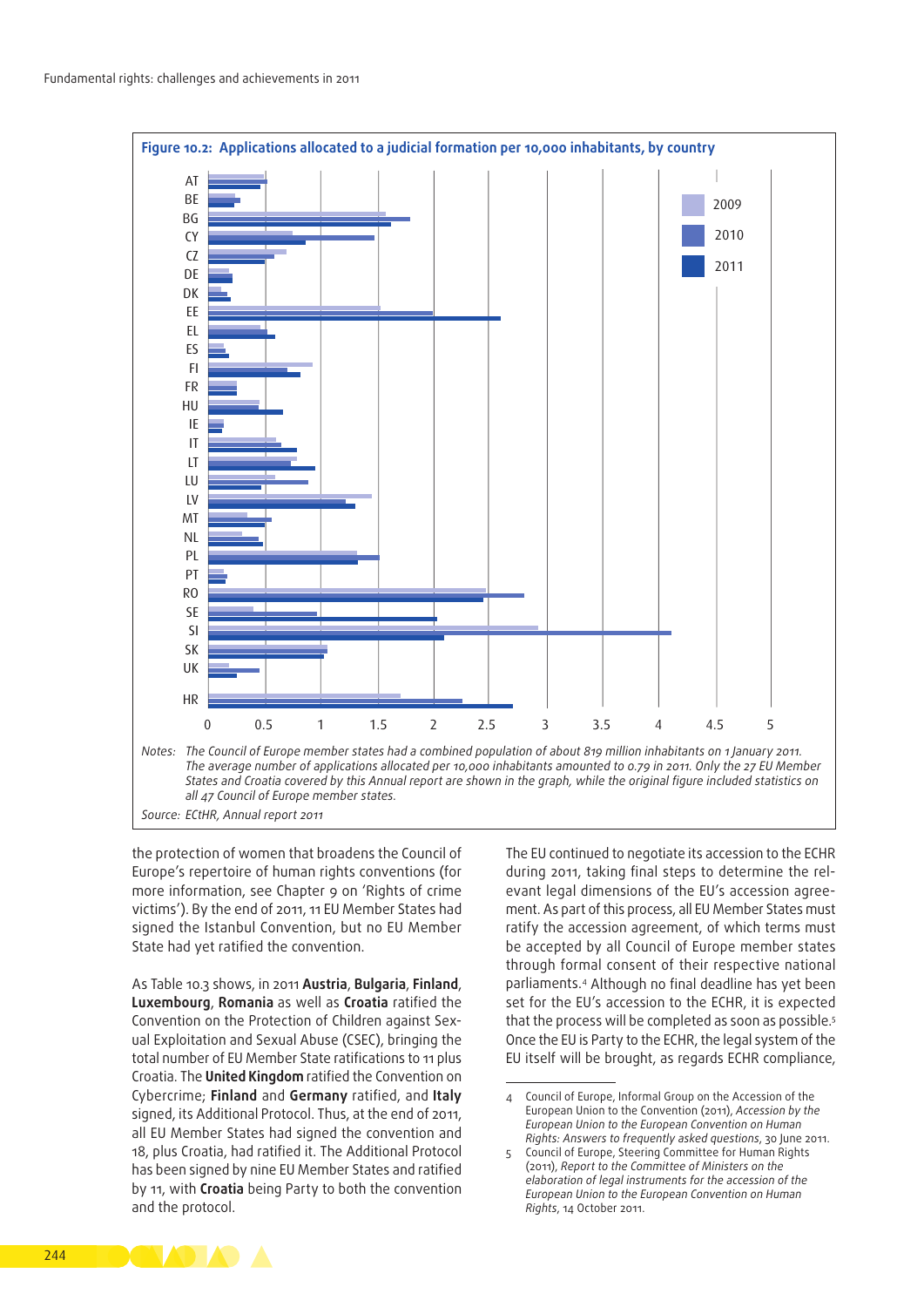**Figure 10.2: Applications allocated to a judicial formation per 10,000 inhabitants, by country**

Notes: *The Council of Europe member states had a combined population of about 819 million inhabitants on 1 January 2011. The average number of applications allocated per 10,000 inhabitants amounted to 0.79 in 2011. Only the 27 EU Member States and Croatia covered by this Annual report are shown in the graph, while the original figure included statistics on all 47 Council of Europe member states.*

Source: *ECtHR, Annual report 2011*

the protection of women that broadens the Council of Europe's repertoire of human rights conventions (for more information, see Chapter 9 on 'Rights of crime victims'). By the end of 2011, 11 EU Member States had signed the Istanbul Convention, but no EU Member State had yet ratified the convention.

As Table 10.3 shows, in 2011 **Austria**, **Bulgaria**, **Finland**, **Luxembourg**, **Romania** as well as **Croatia** ratified the Convention on the Protection of Children against Sexual Exploitation and Sexual Abuse (CSEC), bringing the total number of EU Member State ratifications to 11 plus Croatia. The **United Kingdom** ratified the Convention on Cybercrime; **Finland** and **Germany** ratified, and **Italy** signed, its Additional Protocol. Thus, at the end of 2011, all EU Member States had signed the convention and 18, plus Croatia, had ratified it. The Additional Protocol has been signed by nine EU Member States and ratified by 11, with **Croatia** being Party to both the convention and the protocol.

The EU continued to negotiate its accession to the ECHR during 2011, taking final steps to determine the relevant legal dimensions of the EU's accession agreement. As part of this process, all EU Member States must ratify the accession agreement, of which terms must be accepted by all Council of Europe member states through formal consent of their respective national parliaments.[4] Although no final deadline has yet been set for the EU's accession to the ECHR, it is expected that the process will be completed as soon as possible.[5] Once the EU is Party to the ECHR, the legal system of the EU itself will be brought, as regards ECHR compliance,

4 Council of Europe, Informal Group on the Accession of the European Union to the Convention (2011), *Accession by the European Union to the European Convention on Human Rights: Answers to frequently asked questions*, 30 June 2011.

5 Council of Europe, Steering Committee for Human Rights (2011), *Report to the Committee of Ministers on the elaboration of legal instruments for the accession of the European Union to the European Convention on Human Rights*, 14 October 2011.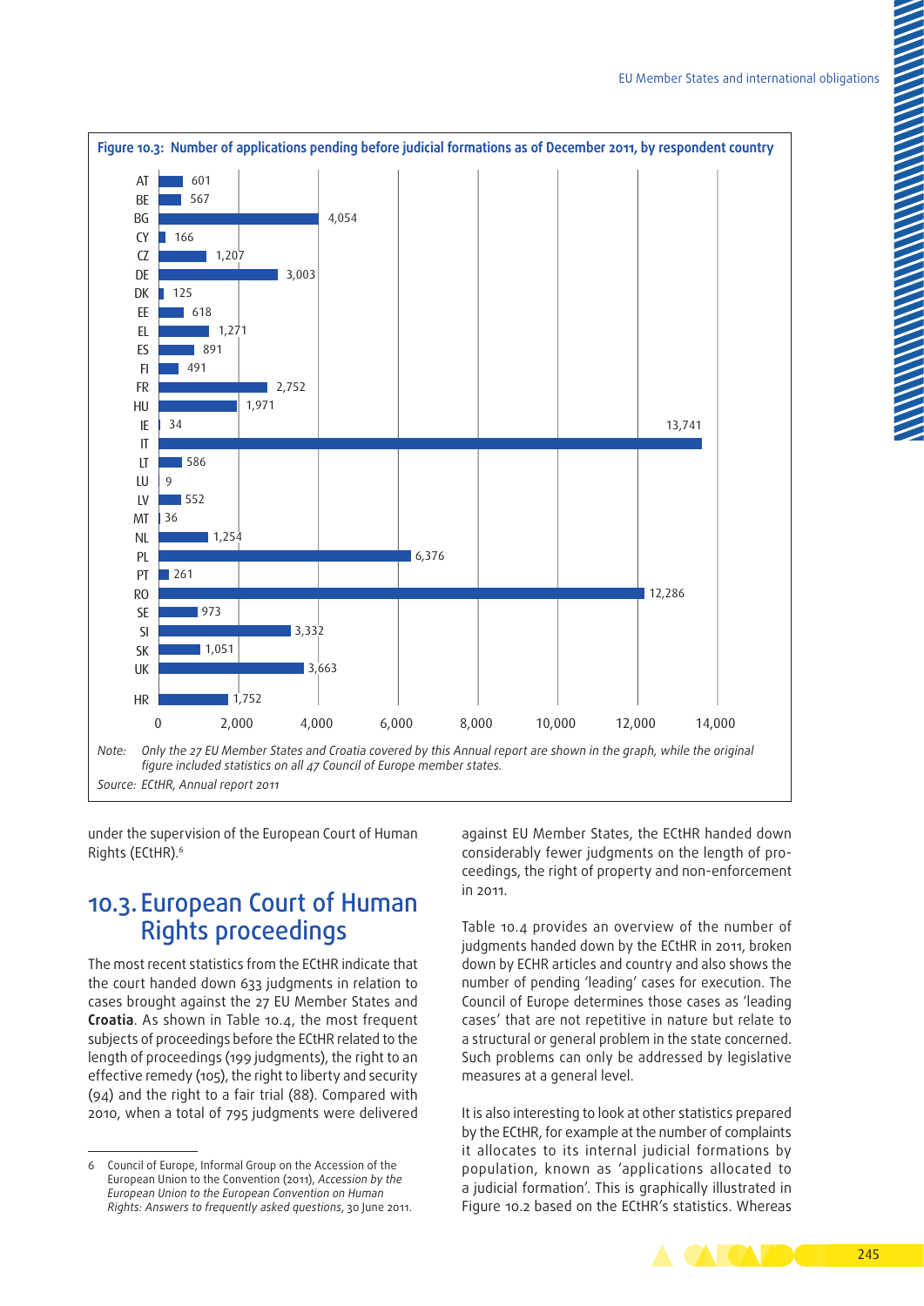**Figure 10.3: Number of applications pending before judicial formations as of December 2011, by respondent country**

| Country | Applications pending |
|---|---|
| AT | 601 |
| BE | 567 |
| BG | 4,054 |
| CY | 166 |
| CZ | 1,207 |
| DE | 3,003 |
| DK | 125 |
| EE | 618 |
| EL | 1,271 |
| ES | 891 |
| FI | 491 |
| FR | 2,752 |
| HU | 1,971 |
| IE | 34 |
| IT | 13,741 |
| LT | 586 |
| LU | 9 |
| LV | 552 |
| MT | 36 |
| NL | 1,254 |
| PL | 6,376 |
| PT | 261 |
| RO | 12,286 |
| SE | 973 |
| SI | 3,332 |
| SK | 1,051 |
| UK | 3,663 |
| HR | 1,752 |

Note: *Only the 27 EU Member States and Croatia covered by this Annual report are shown in the graph, while the original figure included statistics on all 47 Council of Europe member states.*

Source: *ECtHR, Annual report 2011*

under the supervision of the European Court of Human Rights (ECtHR).[6]

## 10.3. European Court of Human Rights proceedings

The most recent statistics from the ECtHR indicate that the court handed down 633 judgments in relation to cases brought against the 27 EU Member States and **Croatia**. As shown in Table 10.4, the most frequent subjects of proceedings before the ECtHR related to the length of proceedings (199 judgments), the right to an effective remedy (105), the right to liberty and security (94) and the right to a fair trial (88). Compared with 2010, when a total of 795 judgments were delivered against EU Member States, the ECtHR handed down considerably fewer judgments on the length of proceedings, the right of property and non-enforcement in 2011.

Table 10.4 provides an overview of the number of judgments handed down by the ECtHR in 2011, broken down by ECHR articles and country and also shows the number of pending 'leading' cases for execution. The Council of Europe determines those cases as 'leading cases' that are not repetitive in nature but relate to a structural or general problem in the state concerned. Such problems can only be addressed by legislative measures at a general level.

It is also interesting to look at other statistics prepared by the ECtHR, for example at the number of complaints it allocates to its internal judicial formations by population, known as 'applications allocated to a judicial formation'. This is graphically illustrated in Figure 10.2 based on the ECtHR's statistics. Whereas

---

6 Council of Europe, Informal Group on the Accession of the European Union to the Convention (2011), *Accession by the European Union to the European Convention on Human Rights: Answers to frequently asked questions*, 30 June 2011.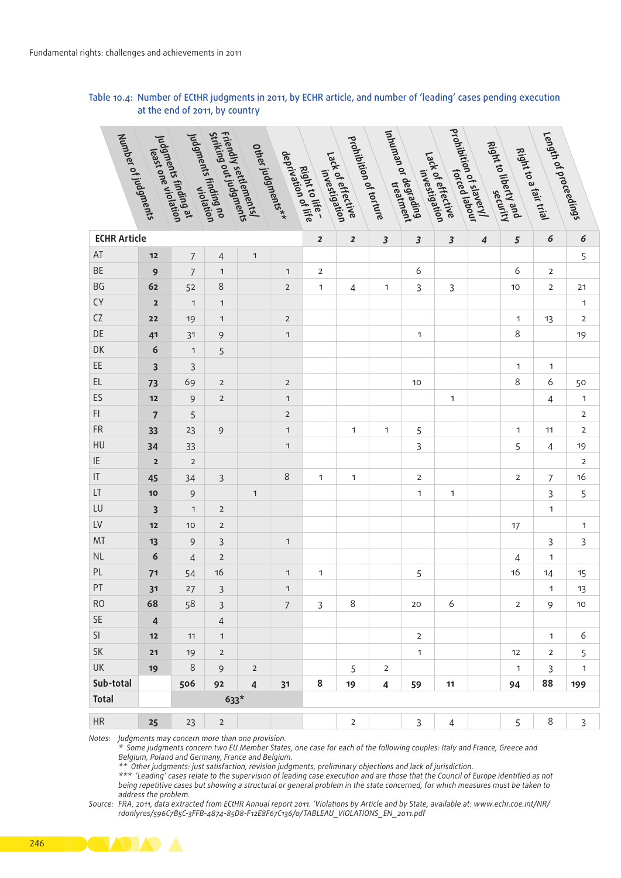Table 10.4: Number of ECtHR judgments in 2011, by ECHR article, and number of 'leading' cases pending execution at the end of 2011, by country

| | Number of judgments | Judgments finding at least one violation | Judgments finding no violation | Friendly settlements/ Striking out judgments | Other judgments** | Right to life – deprivation of life | Lack of effective investigation | Prohibition of torture | Inhuman or degrading treatment | Lack of effective investigation | Prohibition of slavery/ forced labour | Right to liberty and security | Right to a fair trial | Length of proceedings |
|---|---|---|---|---|---|---|---|---|---|---|---|---|---|---|
| **ECHR Article** | | | | | | 2 | 2 | 3 | 3 | 3 | 4 | 5 | 6 | 6 |
| AT | 12 | 7 | 4 | 1 | | | | | | | | | | 5 |
| BE | 9 | 7 | 1 | | 1 | 2 | | | 6 | | | 6 | 2 | |
| BG | 62 | 52 | 8 | | 2 | 1 | 4 | 1 | 3 | 3 | | 10 | 2 | 21 |
| CY | 2 | 1 | 1 | | | | | | | | | | | 1 |
| CZ | 22 | 19 | 1 | | 2 | | | | | | | 1 | 13 | 2 |
| DE | 41 | 31 | 9 | | 1 | | | | 1 | | | 8 | | 19 |
| DK | 6 | 1 | 5 | | | | | | | | | | | |
| EE | 3 | 3 | | | | | | | | | | 1 | 1 | |
| EL | 73 | 69 | 2 | | 2 | | | | 10 | | | 8 | 6 | 50 |
| ES | 12 | 9 | 2 | | 1 | | | | | 1 | | | 4 | 1 |
| FI | 7 | 5 | | | 2 | | | | | | | | | 2 |
| FR | 33 | 23 | 9 | | 1 | | 1 | 1 | 5 | | | 1 | 11 | 2 |
| HU | 34 | 33 | | | 1 | | | | 3 | | | 5 | 4 | 19 |
| IE | 2 | 2 | | | | | | | | | | | | 2 |
| IT | 45 | 34 | 3 | | 8 | 1 | 1 | | 2 | | | 2 | 7 | 16 |
| LT | 10 | 9 | | 1 | | | | | 1 | 1 | | | 3 | 5 |
| LU | 3 | 1 | 2 | | | | | | | | | | 1 | |
| LV | 12 | 10 | 2 | | | | | | | | | 17 | | 1 |
| MT | 13 | 9 | 3 | | 1 | | | | | | | | 3 | 3 |
| NL | 6 | 4 | 2 | | | | | | | | | 4 | 1 | |
| PL | 71 | 54 | 16 | | 1 | 1 | | | 5 | | | 16 | 14 | 15 |
| PT | 31 | 27 | 3 | | 1 | | | | | | | | 1 | 13 |
| RO | 68 | 58 | 3 | | 7 | 3 | 8 | | 20 | 6 | | 2 | 9 | 10 |
| SE | 4 | | 4 | | | | | | | | | | | |
| SI | 12 | 11 | 1 | | | | | | 2 | | | | 1 | 6 |
| SK | 21 | 19 | 2 | | | | | | 1 | | | 12 | 2 | 5 |
| UK | 19 | 8 | 9 | 2 | | | 5 | 2 | | | | 1 | 3 | 1 |
| **Sub-total** | | **506** | **92** | **4** | **31** | **8** | **19** | **4** | **59** | **11** | | **94** | **88** | **199** |
| **Total** | | **633*** | | | | | | | | | | | | |
| HR | 25 | 23 | 2 | | | | 2 | | 3 | 4 | | 5 | 8 | 3 |

Notes: *Judgments may concern more than one provision.*
\* *Some judgments concern two EU Member States, one case for each of the following couples: Italy and France, Greece and Belgium, Poland and Germany, France and Belgium.*
\*\* *Other judgments: just satisfaction, revision judgments, preliminary objections and lack of jurisdiction.*
\*\*\* *'Leading' cases relate to the supervision of leading case execution and are those that the Council of Europe identified as not being repetitive cases but showing a structural or general problem in the state concerned, for which measures must be taken to address the problem.*

Source: *FRA, 2011, data extracted from ECtHR Annual report 2011. 'Violations by Article and by State, available at: www.echr.coe.int/NR/rdonlyres/596C7B5C-3FFB-4874-85D8-F12E8F67C136/0/TABLEAU_VIOLATIONS_EN_2011.pdf*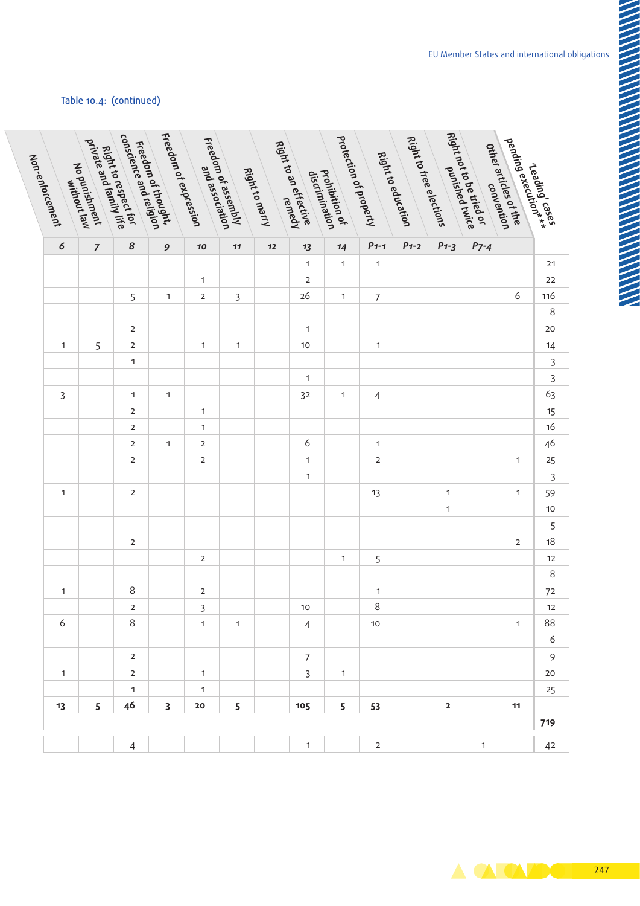Table 10.4: (continued)

| Non-enforcement | No punishment without law | Right to respect for private and family life | Freedom of thought, conscience and religion | Freedom of expression | Freedom of assembly and association | Right to marry | Right to an effective remedy | Prohibition of discrimination | Protection of property | Right to education | Right to free elections | Right not to be tried or punished twice | Other articles of the convention | 'Leading' cases pending execution** |
|---|---|---|---|---|---|---|---|---|---|---|---|---|---|---|
| 6 | 7 | 8 | 9 | 10 | 11 | 12 | 13 | 14 | P1-1 | P1-2 | P1-3 | P7-4 | | |
| | | | | | | | 1 | 1 | 1 | | | | | 21 |
| | | | | 1 | | | 2 | | | | | | | 22 |
| | | 5 | 1 | 2 | 3 | | 26 | 1 | 7 | | | | 6 | 116 |
| | | | | | | | | | | | | | | 8 |
| | | 2 | | | | | 1 | | | | | | | 20 |
| 1 | 5 | 2 | | 1 | 1 | | 10 | | 1 | | | | | 14 |
| | | 1 | | | | | | | | | | | | 3 |
| | | | | | | | 1 | | | | | | | 3 |
| 3 | | 1 | 1 | | | | 32 | 1 | 4 | | | | | 63 |
| | | 2 | | 1 | | | | | | | | | | 15 |
| | | 2 | | 1 | | | | | | | | | | 16 |
| | | 2 | 1 | 2 | | | 6 | | 1 | | | | | 46 |
| | | 2 | | 2 | | | 1 | | 2 | | | | 1 | 25 |
| | | | | | | | 1 | | | | | | | 3 |
| 1 | | 2 | | | | | | | 13 | | 1 | | 1 | 59 |
| | | | | | | | | | | | 1 | | | 10 |
| | | | | | | | | | | | | | | 5 |
| | | 2 | | | | | | | | | | | 2 | 18 |
| | | | | 2 | | | | 1 | 5 | | | | | 12 |
| | | | | | | | | | | | | | | 8 |
| 1 | | 8 | | 2 | | | | | 1 | | | | | 72 |
| | | 2 | | 3 | | | 10 | | 8 | | | | | 12 |
| 6 | | 8 | | 1 | 1 | | 4 | | 10 | | | | 1 | 88 |
| | | | | | | | | | | | | | | 6 |
| | | 2 | | | | | 7 | | | | | | | 9 |
| 1 | | 2 | | 1 | | | 3 | 1 | | | | | | 20 |
| | | 1 | | 1 | | | | | | | | | | 25 |
| **13** | **5** | **46** | **3** | **20** | **5** | | **105** | **5** | **53** | | **2** | | **11** | |
| | | | | | | | | | | | | | | **719** |
| | | 4 | | | | | 1 | | 2 | | | 1 | | 42 |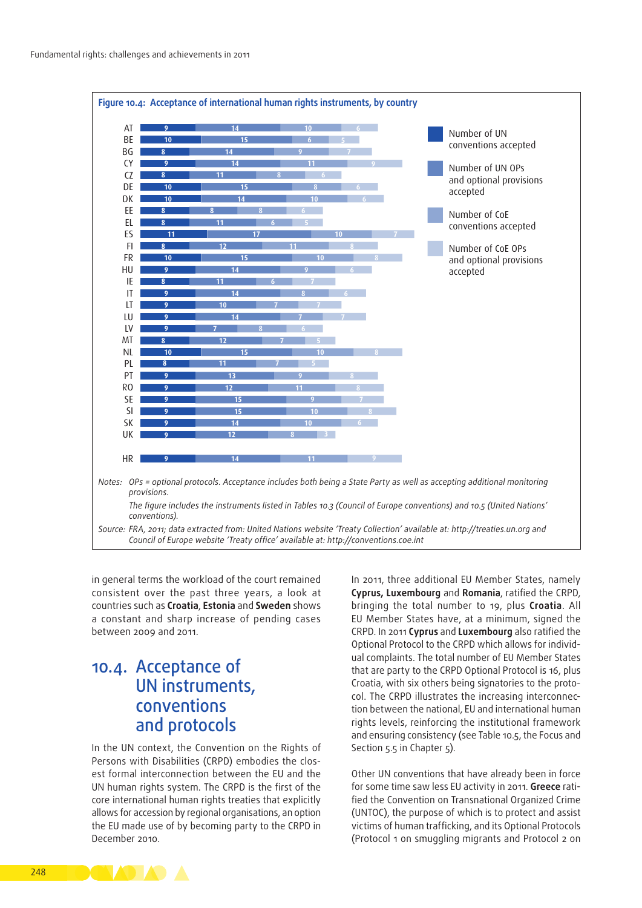**Figure 10.4: Acceptance of international human rights instruments, by country**

| Country | Number of UN conventions accepted | Number of UN OPs and optional provisions accepted | Number of CoE conventions accepted | Number of CoE OPs and optional provisions accepted |
|---|---|---|---|---|
| AT | 9 | 14 | 10 | 6 |
| BE | 10 | 15 | 6 | 5 |
| BG | 8 | 14 | 9 | 7 |
| CY | 9 | 14 | 11 | 9 |
| CZ | 8 | 11 | 8 | 6 |
| DE | 10 | 15 | 8 | 6 |
| DK | 10 | 14 | 10 | 6 |
| EE | 8 | 8 | 8 | 6 |
| EL | 8 | 11 | 6 | 5 |
| ES | 11 | 17 | 10 | 7 |
| FI | 8 | 12 | 11 | 8 |
| FR | 10 | 15 | 10 | 8 |
| HU | 9 | 14 | 9 | 6 |
| IE | 8 | 11 | 6 | 7 |
| IT | 9 | 14 | 8 | 6 |
| LT | 9 | 10 | 7 | 7 |
| LU | 9 | 14 | 7 | 7 |
| LV | 9 | 7 | 8 | 6 |
| MT | 8 | 12 | 7 | 5 |
| NL | 10 | 15 | 10 | 8 |
| PL | 8 | 11 | 7 | 5 |
| PT | 9 | 13 | 9 | 8 |
| RO | 9 | 12 | 11 | 8 |
| SE | 9 | 15 | 9 | 7 |
| SI | 9 | 15 | 10 | 8 |
| SK | 9 | 14 | 10 | 6 |
| UK | 9 | 12 | 8 | 3 |
| HR | 9 | 14 | 11 | 9 |

Notes: *OPs = optional protocols. Acceptance includes both being a State Party as well as accepting additional monitoring provisions.*

*The figure includes the instruments listed in Tables 10.3 (Council of Europe conventions) and 10.5 (United Nations' conventions).*

Source: *FRA, 2011; data extracted from: United Nations website 'Treaty Collection' available at: http://treaties.un.org and Council of Europe website 'Treaty office' available at: http://conventions.coe.int*

in general terms the workload of the court remained consistent over the past three years, a look at countries such as **Croatia**, **Estonia** and **Sweden** shows a constant and sharp increase of pending cases between 2009 and 2011.

## 10.4. Acceptance of UN instruments, conventions and protocols

In the UN context, the Convention on the Rights of Persons with Disabilities (CRPD) embodies the closest formal interconnection between the EU and the UN human rights system. The CRPD is the first of the core international human rights treaties that explicitly allows for accession by regional organisations, an option the EU made use of by becoming party to the CRPD in December 2010.

In 2011, three additional EU Member States, namely **Cyprus, Luxembourg** and **Romania**, ratified the CRPD, bringing the total number to 19, plus **Croatia**. All EU Member States have, at a minimum, signed the CRPD. In 2011 **Cyprus** and **Luxembourg** also ratified the Optional Protocol to the CRPD which allows for individual complaints. The total number of EU Member States that are party to the CRPD Optional Protocol is 16, plus Croatia, with six others being signatories to the protocol. The CRPD illustrates the increasing interconnection between the national, EU and international human rights levels, reinforcing the institutional framework and ensuring consistency (see Table 10.5, the Focus and Section 5.5 in Chapter 5).

Other UN conventions that have already been in force for some time saw less EU activity in 2011. **Greece** ratified the Convention on Transnational Organized Crime (UNTOC), the purpose of which is to protect and assist victims of human trafficking, and its Optional Protocols (Protocol 1 on smuggling migrants and Protocol 2 on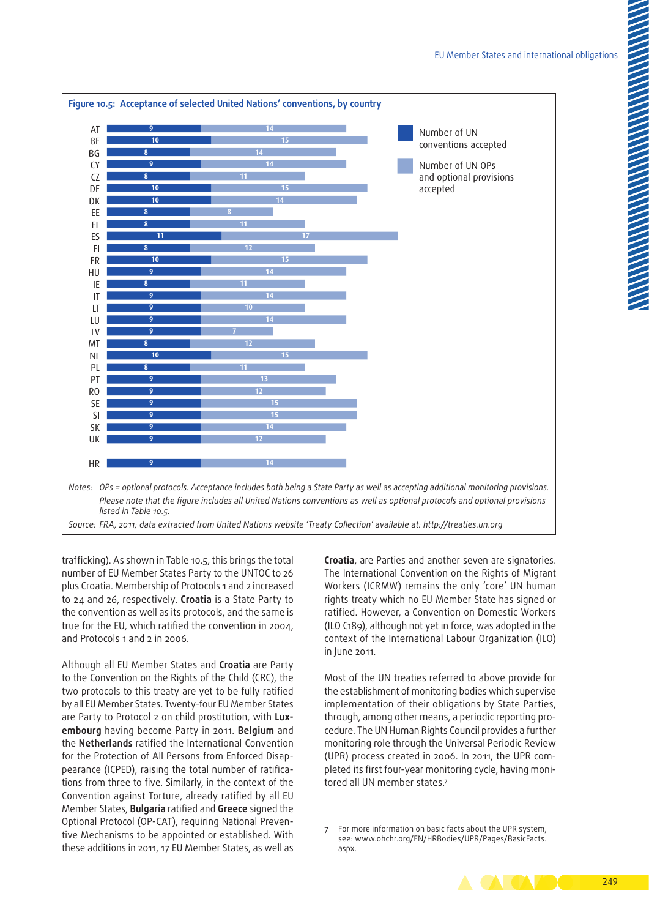**Figure 10.5: Acceptance of selected United Nations' conventions, by country**

| Country | Number of UN conventions accepted | Number of UN OPs and optional provisions accepted |
|---|---|---|
| AT | 9 | 14 |
| BE | 10 | 15 |
| BG | 8 | 14 |
| CY | 9 | 14 |
| CZ | 8 | 11 |
| DE | 10 | 15 |
| DK | 10 | 14 |
| EE | 8 | 8 |
| EL | 8 | 11 |
| ES | 11 | 17 |
| FI | 8 | 12 |
| FR | 10 | 15 |
| HU | 9 | 14 |
| IE | 8 | 11 |
| IT | 9 | 14 |
| LT | 9 | 10 |
| LU | 9 | 14 |
| LV | 9 | 7 |
| MT | 8 | 12 |
| NL | 10 | 15 |
| PL | 8 | 11 |
| PT | 9 | 13 |
| RO | 9 | 12 |
| SE | 9 | 15 |
| SI | 9 | 15 |
| SK | 9 | 14 |
| UK | 9 | 12 |
| HR | 9 | 14 |

Notes: *OPs = optional protocols. Acceptance includes both being a State Party as well as accepting additional monitoring provisions. Please note that the figure includes all United Nations conventions as well as optional protocols and optional provisions listed in Table 10.5.*

Source: *FRA, 2011; data extracted from United Nations website 'Treaty Collection' available at: http://treaties.un.org*

trafficking). As shown in Table 10.5, this brings the total number of EU Member States Party to the UNTOC to 26 plus Croatia. Membership of Protocols 1 and 2 increased to 24 and 26, respectively. **Croatia** is a State Party to the convention as well as its protocols, and the same is true for the EU, which ratified the convention in 2004, and Protocols 1 and 2 in 2006.

Although all EU Member States and **Croatia** are Party to the Convention on the Rights of the Child (CRC), the two protocols to this treaty are yet to be fully ratified by all EU Member States. Twenty-four EU Member States are Party to Protocol 2 on child prostitution, with **Luxembourg** having become Party in 2011. **Belgium** and the **Netherlands** ratified the International Convention for the Protection of All Persons from Enforced Disappearance (ICPED), raising the total number of ratifications from three to five. Similarly, in the context of the Convention against Torture, already ratified by all EU Member States, **Bulgaria** ratified and **Greece** signed the Optional Protocol (OP-CAT), requiring National Preventive Mechanisms to be appointed or established. With these additions in 2011, 17 EU Member States, as well as **Croatia**, are Parties and another seven are signatories. The International Convention on the Rights of Migrant Workers (ICRMW) remains the only 'core' UN human rights treaty which no EU Member State has signed or ratified. However, a Convention on Domestic Workers (ILO C189), although not yet in force, was adopted in the context of the International Labour Organization (ILO) in June 2011.

Most of the UN treaties referred to above provide for the establishment of monitoring bodies which supervise implementation of their obligations by State Parties, through, among other means, a periodic reporting procedure. The UN Human Rights Council provides a further monitoring role through the Universal Periodic Review (UPR) process created in 2006. In 2011, the UPR completed its first four-year monitoring cycle, having monitored all UN member states.[7]

7 For more information on basic facts about the UPR system, see: www.ohchr.org/EN/HRBodies/UPR/Pages/BasicFacts.aspx.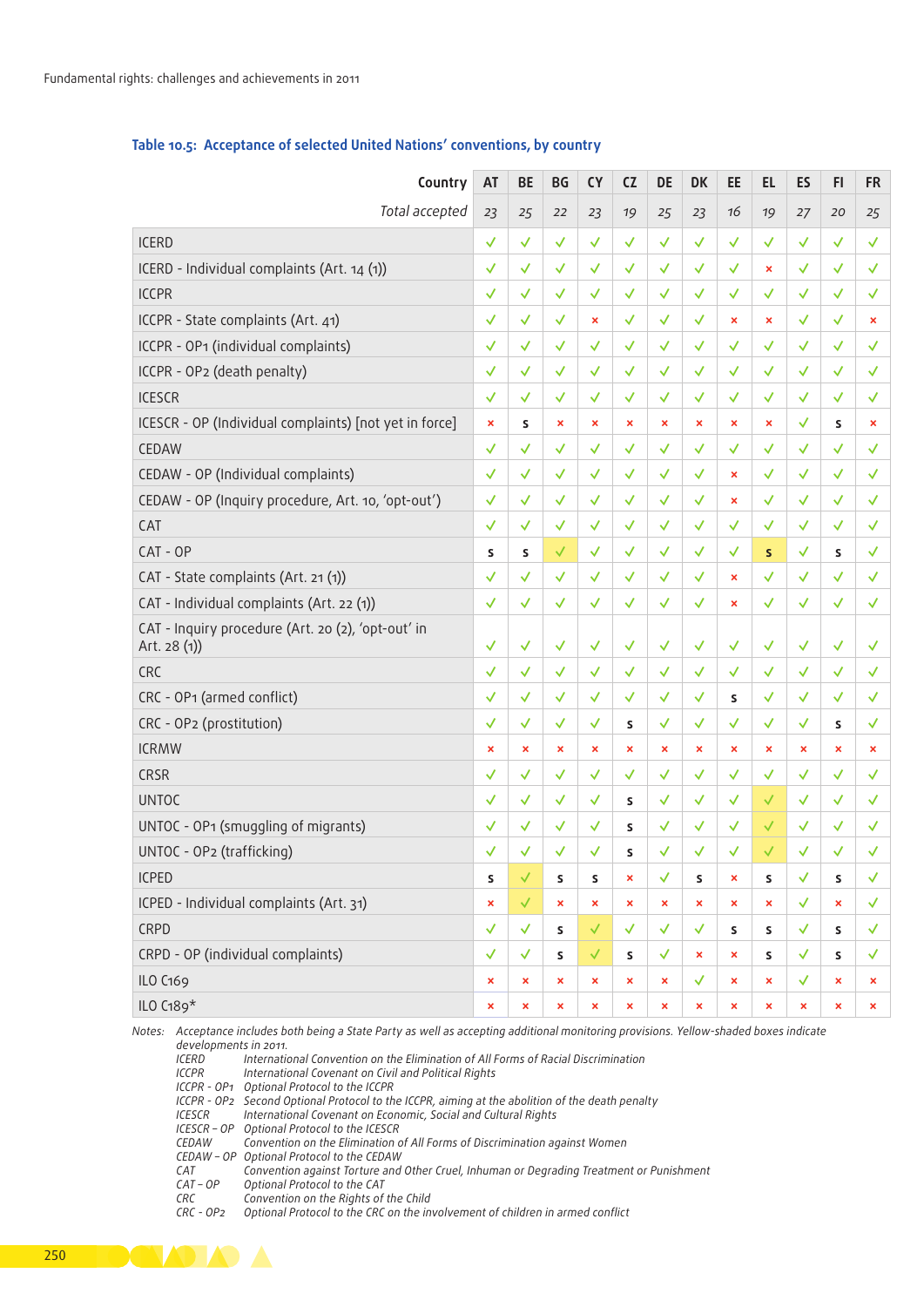Table 10.5: Acceptance of selected United Nations' conventions, by country

| Country | AT | BE | BG | CY | CZ | DE | DK | EE | EL | ES | FI | FR |
|---|---|---|---|---|---|---|---|---|---|---|---|---|
| *Total accepted* | *23* | *25* | *22* | *23* | *19* | *25* | *23* | *16* | *19* | *27* | *20* | *25* |
| ICERD | ✓ | ✓ | ✓ | ✓ | ✓ | ✓ | ✓ | ✓ | ✓ | ✓ | ✓ | ✓ |
| ICERD - Individual complaints (Art. 14 (1)) | ✓ | ✓ | ✓ | ✓ | ✓ | ✓ | ✓ | ✓ | × | ✓ | ✓ | ✓ |
| ICCPR | ✓ | ✓ | ✓ | ✓ | ✓ | ✓ | ✓ | ✓ | ✓ | ✓ | ✓ | ✓ |
| ICCPR - State complaints (Art. 41) | ✓ | ✓ | ✓ | × | ✓ | ✓ | ✓ | × | × | ✓ | ✓ | × |
| ICCPR - OP1 (individual complaints) | ✓ | ✓ | ✓ | ✓ | ✓ | ✓ | ✓ | ✓ | ✓ | ✓ | ✓ | ✓ |
| ICCPR - OP2 (death penalty) | ✓ | ✓ | ✓ | ✓ | ✓ | ✓ | ✓ | ✓ | ✓ | ✓ | ✓ | ✓ |
| ICESCR | ✓ | ✓ | ✓ | ✓ | ✓ | ✓ | ✓ | ✓ | ✓ | ✓ | ✓ | ✓ |
| ICESCR - OP (Individual complaints) [not yet in force] | × | s | × | × | × | × | × | × | × | ✓ | s | × |
| CEDAW | ✓ | ✓ | ✓ | ✓ | ✓ | ✓ | ✓ | ✓ | ✓ | ✓ | ✓ | ✓ |
| CEDAW - OP (Individual complaints) | ✓ | ✓ | ✓ | ✓ | ✓ | ✓ | ✓ | × | ✓ | ✓ | ✓ | ✓ |
| CEDAW - OP (Inquiry procedure, Art. 10, 'opt-out') | ✓ | ✓ | ✓ | ✓ | ✓ | ✓ | ✓ | × | ✓ | ✓ | ✓ | ✓ |
| CAT | ✓ | ✓ | ✓ | ✓ | ✓ | ✓ | ✓ | ✓ | ✓ | ✓ | ✓ | ✓ |
| CAT - OP | s | s | ✓ | ✓ | ✓ | ✓ | ✓ | ✓ | s | ✓ | s | ✓ |
| CAT - State complaints (Art. 21 (1)) | ✓ | ✓ | ✓ | ✓ | ✓ | ✓ | ✓ | × | ✓ | ✓ | ✓ | ✓ |
| CAT - Individual complaints (Art. 22 (1)) | ✓ | ✓ | ✓ | ✓ | ✓ | ✓ | ✓ | × | ✓ | ✓ | ✓ | ✓ |
| CAT - Inquiry procedure (Art. 20 (2), 'opt-out' in Art. 28 (1)) | ✓ | ✓ | ✓ | ✓ | ✓ | ✓ | ✓ | ✓ | ✓ | ✓ | ✓ | ✓ |
| CRC | ✓ | ✓ | ✓ | ✓ | ✓ | ✓ | ✓ | ✓ | ✓ | ✓ | ✓ | ✓ |
| CRC - OP1 (armed conflict) | ✓ | ✓ | ✓ | ✓ | ✓ | ✓ | ✓ | s | ✓ | ✓ | ✓ | ✓ |
| CRC - OP2 (prostitution) | ✓ | ✓ | ✓ | ✓ | s | ✓ | ✓ | ✓ | ✓ | ✓ | s | ✓ |
| ICRMW | × | × | × | × | × | × | × | × | × | × | × | × |
| CRSR | ✓ | ✓ | ✓ | ✓ | ✓ | ✓ | ✓ | ✓ | ✓ | ✓ | ✓ | ✓ |
| UNTOC | ✓ | ✓ | ✓ | ✓ | s | ✓ | ✓ | ✓ | ✓ | ✓ | ✓ | ✓ |
| UNTOC - OP1 (smuggling of migrants) | ✓ | ✓ | ✓ | ✓ | s | ✓ | ✓ | ✓ | ✓ | ✓ | ✓ | ✓ |
| UNTOC - OP2 (trafficking) | ✓ | ✓ | ✓ | ✓ | s | ✓ | ✓ | ✓ | ✓ | ✓ | ✓ | ✓ |
| ICPED | s | ✓ | s | s | × | ✓ | s | × | s | ✓ | s | ✓ |
| ICPED - Individual complaints (Art. 31) | × | ✓ | × | × | × | × | × | × | × | ✓ | × | ✓ |
| CRPD | ✓ | ✓ | s | ✓ | ✓ | ✓ | ✓ | s | s | ✓ | s | ✓ |
| CRPD - OP (individual complaints) | ✓ | ✓ | s | ✓ | s | ✓ | × | × | s | ✓ | s | ✓ |
| ILO C169 | × | × | × | × | × | × | ✓ | × | × | ✓ | × | × |
| ILO C189* | × | × | × | × | × | × | × | × | × | × | × | × |

*Notes: Acceptance includes both being a State Party as well as accepting additional monitoring provisions. Yellow-shaded boxes indicate developments in 2011.*

*ICERD International Convention on the Elimination of All Forms of Racial Discrimination*
*ICCPR International Covenant on Civil and Political Rights*
*ICCPR - OP1 Optional Protocol to the ICCPR*
*ICCPR - OP2 Second Optional Protocol to the ICCPR, aiming at the abolition of the death penalty*
*ICESCR International Covenant on Economic, Social and Cultural Rights*
*ICESCR – OP Optional Protocol to the ICESCR*
*CEDAW Convention on the Elimination of All Forms of Discrimination against Women*
*CEDAW – OP Optional Protocol to the CEDAW*
*CAT Convention against Torture and Other Cruel, Inhuman or Degrading Treatment or Punishment*
*CAT – OP Optional Protocol to the CAT*
*CRC Convention on the Rights of the Child*
*CRC - OP2 Optional Protocol to the CRC on the involvement of children in armed conflict*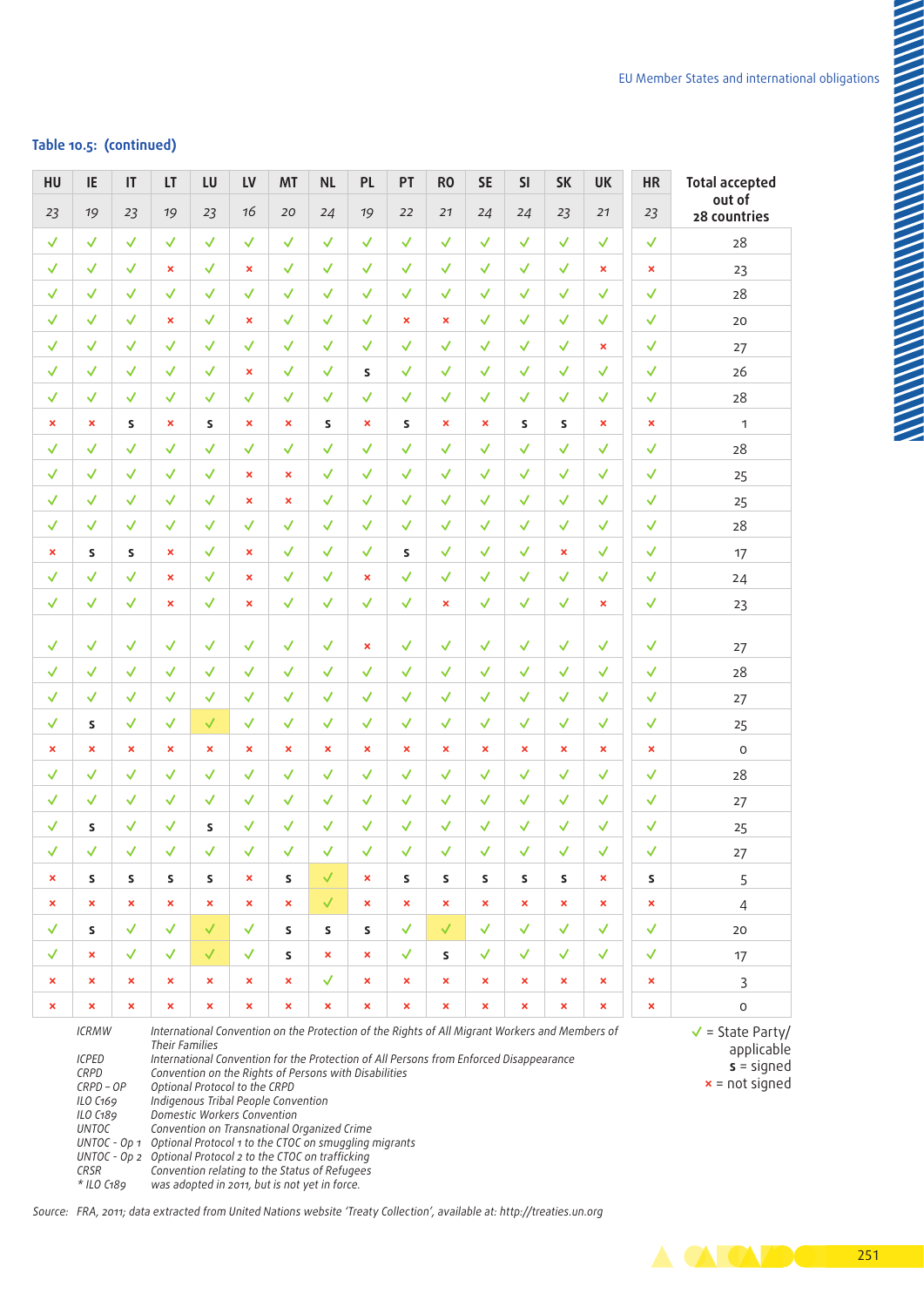Table 10.5: (continued)

| HU | IE | IT | LT | LU | LV | MT | NL | PL | PT | RO | SE | SI | SK | UK | HR | Total accepted out of 28 countries |
|---|---|---|---|---|---|---|---|---|---|---|---|---|---|---|---|---|
| 23 | 19 | 23 | 19 | 23 | 16 | 20 | 24 | 19 | 22 | 21 | 24 | 24 | 23 | 21 | 23 | |
| ✓ | ✓ | ✓ | ✓ | ✓ | ✓ | ✓ | ✓ | ✓ | ✓ | ✓ | ✓ | ✓ | ✓ | ✓ | ✓ | 28 |
| ✓ | ✓ | ✓ | × | ✓ | × | ✓ | ✓ | ✓ | ✓ | ✓ | ✓ | ✓ | ✓ | × | × | 23 |
| ✓ | ✓ | ✓ | ✓ | ✓ | ✓ | ✓ | ✓ | ✓ | ✓ | ✓ | ✓ | ✓ | ✓ | ✓ | ✓ | 28 |
| ✓ | ✓ | ✓ | × | ✓ | × | ✓ | ✓ | ✓ | × | × | ✓ | ✓ | ✓ | ✓ | ✓ | 20 |
| ✓ | ✓ | ✓ | ✓ | ✓ | ✓ | ✓ | ✓ | ✓ | ✓ | ✓ | ✓ | ✓ | ✓ | × | ✓ | 27 |
| ✓ | ✓ | ✓ | ✓ | ✓ | × | ✓ | ✓ | s | ✓ | ✓ | ✓ | ✓ | ✓ | ✓ | ✓ | 26 |
| ✓ | ✓ | ✓ | ✓ | ✓ | ✓ | ✓ | ✓ | ✓ | ✓ | ✓ | ✓ | ✓ | ✓ | ✓ | ✓ | 28 |
| × | × | s | × | s | × | × | s | × | s | × | × | s | s | × | × | 1 |
| ✓ | ✓ | ✓ | ✓ | ✓ | ✓ | ✓ | ✓ | ✓ | ✓ | ✓ | ✓ | ✓ | ✓ | ✓ | ✓ | 28 |
| ✓ | ✓ | ✓ | ✓ | ✓ | × | × | ✓ | ✓ | ✓ | ✓ | ✓ | ✓ | ✓ | ✓ | ✓ | 25 |
| ✓ | ✓ | ✓ | ✓ | ✓ | × | × | ✓ | ✓ | ✓ | ✓ | ✓ | ✓ | ✓ | ✓ | ✓ | 25 |
| ✓ | ✓ | ✓ | ✓ | ✓ | ✓ | ✓ | ✓ | ✓ | ✓ | ✓ | ✓ | ✓ | ✓ | ✓ | ✓ | 28 |
| × | s | s | × | ✓ | × | ✓ | ✓ | ✓ | s | ✓ | ✓ | ✓ | × | ✓ | ✓ | 17 |
| ✓ | ✓ | ✓ | × | ✓ | × | ✓ | ✓ | × | ✓ | ✓ | ✓ | ✓ | ✓ | ✓ | ✓ | 24 |
| ✓ | ✓ | ✓ | × | ✓ | × | ✓ | ✓ | ✓ | ✓ | × | ✓ | ✓ | ✓ | × | ✓ | 23 |
| ✓ | ✓ | ✓ | ✓ | ✓ | ✓ | ✓ | ✓ | × | ✓ | ✓ | ✓ | ✓ | ✓ | ✓ | ✓ | 27 |
| ✓ | ✓ | ✓ | ✓ | ✓ | ✓ | ✓ | ✓ | ✓ | ✓ | ✓ | ✓ | ✓ | ✓ | ✓ | ✓ | 28 |
| ✓ | ✓ | ✓ | ✓ | ✓ | ✓ | ✓ | ✓ | ✓ | ✓ | ✓ | ✓ | ✓ | ✓ | ✓ | ✓ | 27 |
| ✓ | s | ✓ | ✓ | ✓ | ✓ | ✓ | ✓ | ✓ | ✓ | ✓ | ✓ | ✓ | ✓ | ✓ | ✓ | 25 |
| × | × | × | × | × | × | × | × | × | × | × | × | × | × | × | × | 0 |
| ✓ | ✓ | ✓ | ✓ | ✓ | ✓ | ✓ | ✓ | ✓ | ✓ | ✓ | ✓ | ✓ | ✓ | ✓ | ✓ | 28 |
| ✓ | ✓ | ✓ | ✓ | ✓ | ✓ | ✓ | ✓ | ✓ | ✓ | ✓ | ✓ | ✓ | ✓ | ✓ | ✓ | 27 |
| ✓ | s | ✓ | ✓ | s | ✓ | ✓ | ✓ | ✓ | ✓ | ✓ | ✓ | ✓ | ✓ | ✓ | ✓ | 25 |
| ✓ | ✓ | ✓ | ✓ | ✓ | ✓ | ✓ | ✓ | ✓ | ✓ | ✓ | ✓ | ✓ | ✓ | ✓ | ✓ | 27 |
| × | s | s | s | s | × | s | ✓ | × | s | s | s | s | s | × | s | 5 |
| × | × | × | × | × | × | × | ✓ | × | × | × | × | × | × | × | × | 4 |
| ✓ | s | ✓ | ✓ | ✓ | ✓ | s | s | s | ✓ | ✓ | ✓ | ✓ | ✓ | ✓ | ✓ | 20 |
| ✓ | × | ✓ | ✓ | ✓ | ✓ | s | × | × | ✓ | s | ✓ | ✓ | ✓ | ✓ | ✓ | 17 |
| × | × | × | × | × | × | × | ✓ | × | × | × | × | × | × | × | × | 3 |
| × | × | × | × | × | × | × | × | × | × | × | × | × | × | × | × | 0 |

ICRMW — International Convention on the Protection of the Rights of All Migrant Workers and Members of Their Families
ICPED — International Convention for the Protection of All Persons from Enforced Disappearance
CRPD — Convention on the Rights of Persons with Disabilities
CRPD – OP — Optional Protocol to the CRPD
ILO C169 — Indigenous Tribal People Convention
ILO C189 — Domestic Workers Convention
UNTOC — Convention on Transnational Organized Crime
UNTOC - Op 1 — Optional Protocol 1 to the CTOC on smuggling migrants
UNTOC - Op 2 — Optional Protocol 2 to the CTOC on trafficking
CRSR — Convention relating to the Status of Refugees
* ILO C189 — was adopted in 2011, but is not yet in force.

✓ = State Party/applicable
s = signed
× = not signed

*Source: FRA, 2011; data extracted from United Nations website 'Treaty Collection', available at: http://treaties.un.org*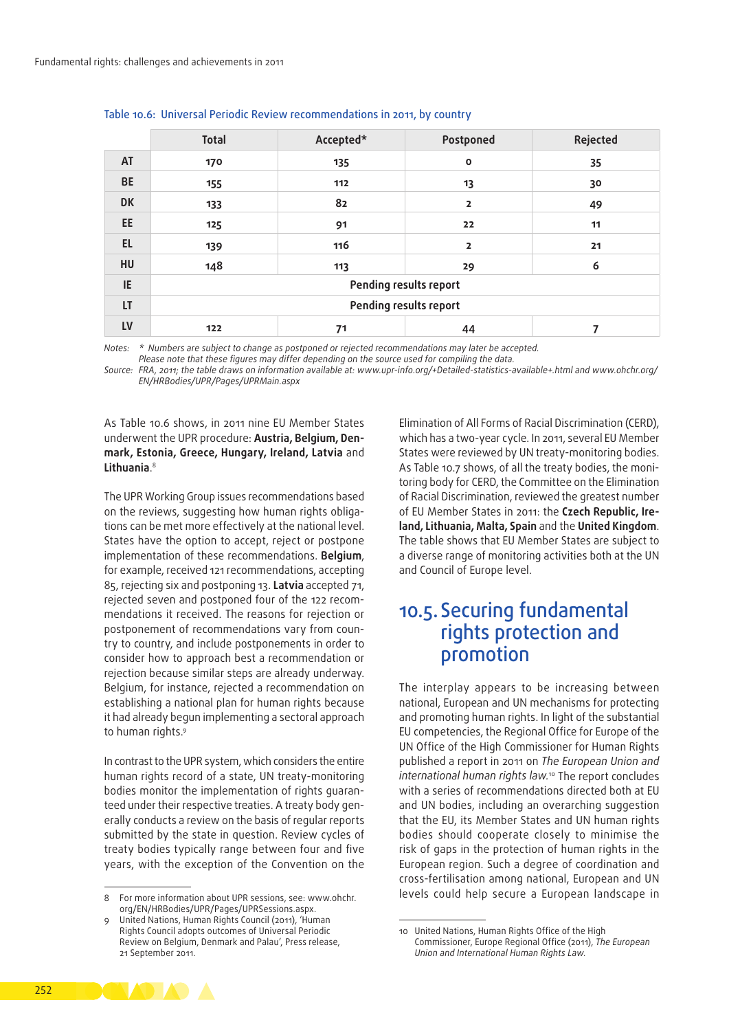Table 10.6: Universal Periodic Review recommendations in 2011, by country

| | Total | Accepted* | Postponed | Rejected |
|---|---|---|---|---|
| AT | 170 | 135 | 0 | 35 |
| BE | 155 | 112 | 13 | 30 |
| DK | 133 | 82 | 2 | 49 |
| EE | 125 | 91 | 22 | 11 |
| EL | 139 | 116 | 2 | 21 |
| HU | 148 | 113 | 29 | 6 |
| IE | Pending results report | | | |
| LT | Pending results report | | | |
| LV | 122 | 71 | 44 | 7 |

Notes: * Numbers are subject to change as postponed or rejected recommendations may later be accepted. Please note that these figures may differ depending on the source used for compiling the data.

Source: FRA, 2011; the table draws on information available at: www.upr-info.org/+Detailed-statistics-available+.html and www.ohchr.org/EN/HRBodies/UPR/Pages/UPRMain.aspx

As Table 10.6 shows, in 2011 nine EU Member States underwent the UPR procedure: **Austria, Belgium, Denmark, Estonia, Greece, Hungary, Ireland, Latvia** and **Lithuania**.[8]

The UPR Working Group issues recommendations based on the reviews, suggesting how human rights obligations can be met more effectively at the national level. States have the option to accept, reject or postpone implementation of these recommendations. **Belgium**, for example, received 121 recommendations, accepting 85, rejecting six and postponing 13. **Latvia** accepted 71, rejected seven and postponed four of the 122 recommendations it received. The reasons for rejection or postponement of recommendations vary from country to country, and include postponements in order to consider how to approach best a recommendation or rejection because similar steps are already underway. Belgium, for instance, rejected a recommendation on establishing a national plan for human rights because it had already begun implementing a sectoral approach to human rights.[9]

In contrast to the UPR system, which considers the entire human rights record of a state, UN treaty-monitoring bodies monitor the implementation of rights guaranteed under their respective treaties. A treaty body generally conducts a review on the basis of regular reports submitted by the state in question. Review cycles of treaty bodies typically range between four and five years, with the exception of the Convention on the Elimination of All Forms of Racial Discrimination (CERD), which has a two-year cycle. In 2011, several EU Member States were reviewed by UN treaty-monitoring bodies. As Table 10.7 shows, of all the treaty bodies, the monitoring body for CERD, the Committee on the Elimination of Racial Discrimination, reviewed the greatest number of EU Member States in 2011: the **Czech Republic, Ireland, Lithuania, Malta, Spain** and the **United Kingdom**. The table shows that EU Member States are subject to a diverse range of monitoring activities both at the UN and Council of Europe level.

## 10.5. Securing fundamental rights protection and promotion

The interplay appears to be increasing between national, European and UN mechanisms for protecting and promoting human rights. In light of the substantial EU competencies, the Regional Office for Europe of the UN Office of the High Commissioner for Human Rights published a report in 2011 on *The European Union and international human rights law*.[10] The report concludes with a series of recommendations directed both at EU and UN bodies, including an overarching suggestion that the EU, its Member States and UN human rights bodies should cooperate closely to minimise the risk of gaps in the protection of human rights in the European region. Such a degree of coordination and cross-fertilisation among national, European and UN levels could help secure a European landscape in

8 For more information about UPR sessions, see: www.ohchr.org/EN/HRBodies/UPR/Pages/UPRSessions.aspx.

9 United Nations, Human Rights Council (2011), 'Human Rights Council adopts outcomes of Universal Periodic Review on Belgium, Denmark and Palau', Press release, 21 September 2011.

10 United Nations, Human Rights Office of the High Commissioner, Europe Regional Office (2011), *The European Union and International Human Rights Law.*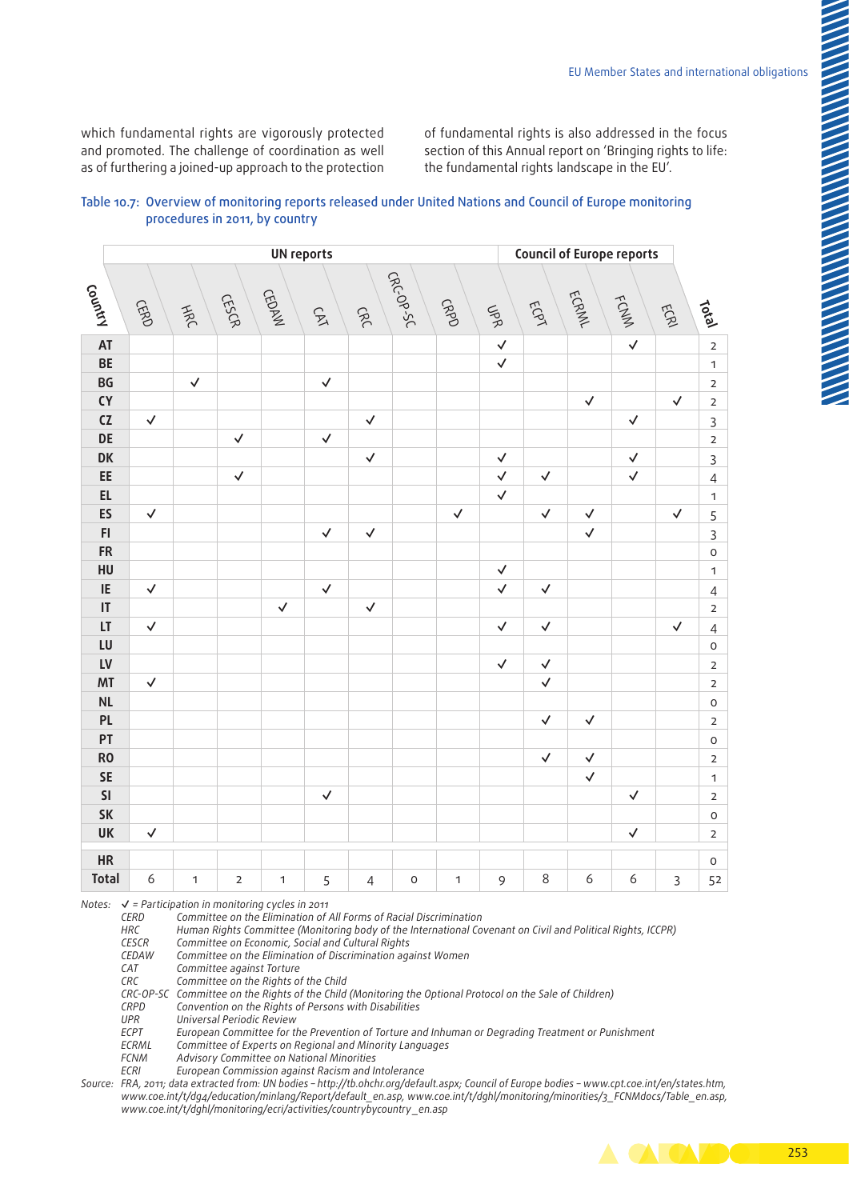which fundamental rights are vigorously protected and promoted. The challenge of coordination as well as of furthering a joined-up approach to the protection of fundamental rights is also addressed in the focus section of this Annual report on 'Bringing rights to life: the fundamental rights landscape in the EU'.

Table 10.7: Overview of monitoring reports released under United Nations and Council of Europe monitoring procedures in 2011, by country

| | UN reports | | | | | | | | | Council of Europe reports | | | | |
|---|---|---|---|---|---|---|---|---|---|---|---|---|---|---|
| **Country** | CERD | HRC | CESCR | CEDAW | CAT | CRC | CRC-OP-SC | CRPD | UPR | ECPT | ECRML | FCNM | ECRI | **Total** |
| **AT** | | | | | | | | | ✓ | | | ✓ | | 2 |
| **BE** | | | | | | | | | ✓ | | | | | 1 |
| **BG** | | ✓ | | | ✓ | | | | | | | | | 2 |
| **CY** | | | | | | | | | | | ✓ | | ✓ | 2 |
| **CZ** | ✓ | | | | | ✓ | | | | | | ✓ | | 3 |
| **DE** | | | ✓ | | ✓ | | | | | | | | | 2 |
| **DK** | | | | | | ✓ | | | ✓ | | | ✓ | | 3 |
| **EE** | | | ✓ | | | | | | ✓ | ✓ | | ✓ | | 4 |
| **EL** | | | | | | | | | ✓ | | | | | 1 |
| **ES** | ✓ | | | | | | | ✓ | | ✓ | ✓ | | ✓ | 5 |
| **FI** | | | | | ✓ | ✓ | | | | | ✓ | | | 3 |
| **FR** | | | | | | | | | | | | | | 0 |
| **HU** | | | | | | | | | ✓ | | | | | 1 |
| **IE** | ✓ | | | | ✓ | | | | ✓ | ✓ | | | | 4 |
| **IT** | | | | ✓ | | ✓ | | | | | | | | 2 |
| **LT** | ✓ | | | | | | | | ✓ | ✓ | | | ✓ | 4 |
| **LU** | | | | | | | | | | | | | | 0 |
| **LV** | | | | | | | | | ✓ | ✓ | | | | 2 |
| **MT** | ✓ | | | | | | | | | ✓ | | | | 2 |
| **NL** | | | | | | | | | | | | | | 0 |
| **PL** | | | | | | | | | | ✓ | ✓ | | | 2 |
| **PT** | | | | | | | | | | | | | | 0 |
| **RO** | | | | | | | | | | ✓ | ✓ | | | 2 |
| **SE** | | | | | | | | | | | ✓ | | | 1 |
| **SI** | | | | | ✓ | | | | | | | ✓ | | 2 |
| **SK** | | | | | | | | | | | | | | 0 |
| **UK** | ✓ | | | | | | | | | | | ✓ | | 2 |
| **HR** | | | | | | | | | | | | | | 0 |
| **Total** | 6 | 1 | 2 | 1 | 5 | 4 | 0 | 1 | 9 | 8 | 6 | 6 | 3 | 52 |

*Notes:* ✓ = Participation in monitoring cycles in 2011

*CERD* Committee on the Elimination of All Forms of Racial Discrimination
*HRC* Human Rights Committee (Monitoring body of the International Covenant on Civil and Political Rights, ICCPR)
*CESCR* Committee on Economic, Social and Cultural Rights
*CEDAW* Committee on the Elimination of Discrimination against Women
*CAT* Committee against Torture
*CRC* Committee on the Rights of the Child
*CRC-OP-SC* Committee on the Rights of the Child (Monitoring the Optional Protocol on the Sale of Children)
*CRPD* Convention on the Rights of Persons with Disabilities
*UPR* Universal Periodic Review
*ECPT* European Committee for the Prevention of Torture and Inhuman or Degrading Treatment or Punishment
*ECRML* Committee of Experts on Regional and Minority Languages
*FCNM* Advisory Committee on National Minorities
*ECRI* European Commission against Racism and Intolerance

*Source:* FRA, 2011; data extracted from: UN bodies – http://tb.ohchr.org/default.aspx; Council of Europe bodies – www.cpt.coe.int/en/states.htm, www.coe.int/t/dg4/education/minlang/Report/default_en.asp, www.coe.int/t/dghl/monitoring/minorities/3_FCNMdocs/Table_en.asp, www.coe.int/t/dghl/monitoring/ecri/activities/countrybycountry_en.asp